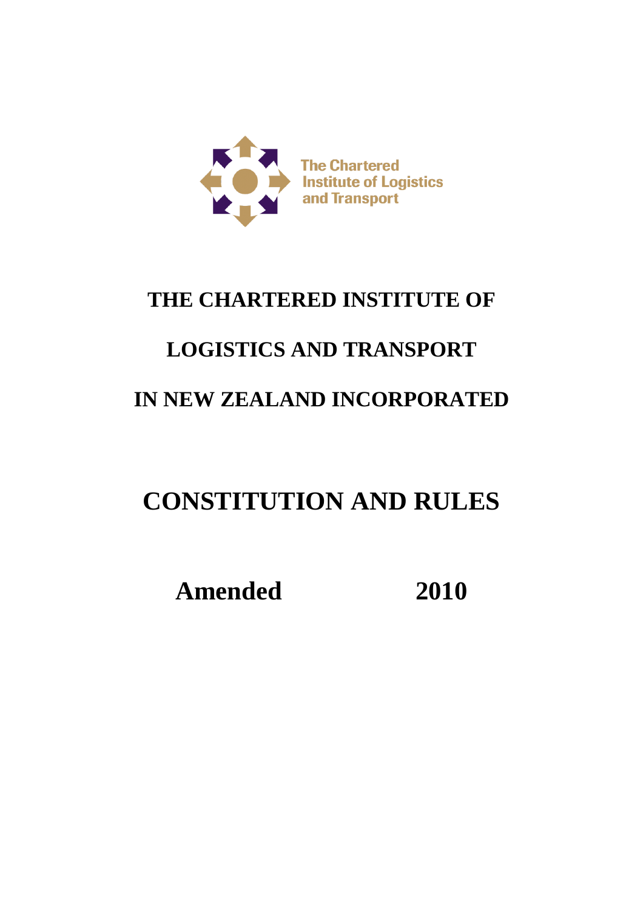The Chartered Institute of Logistics and Transport

# THE CHARTERED INSTITUTE OF LOGISTICS AND TRANSPORT IN NEW ZEALAND INCORPORATED

# CONSTITUTION AND RULES

**Amended 2010**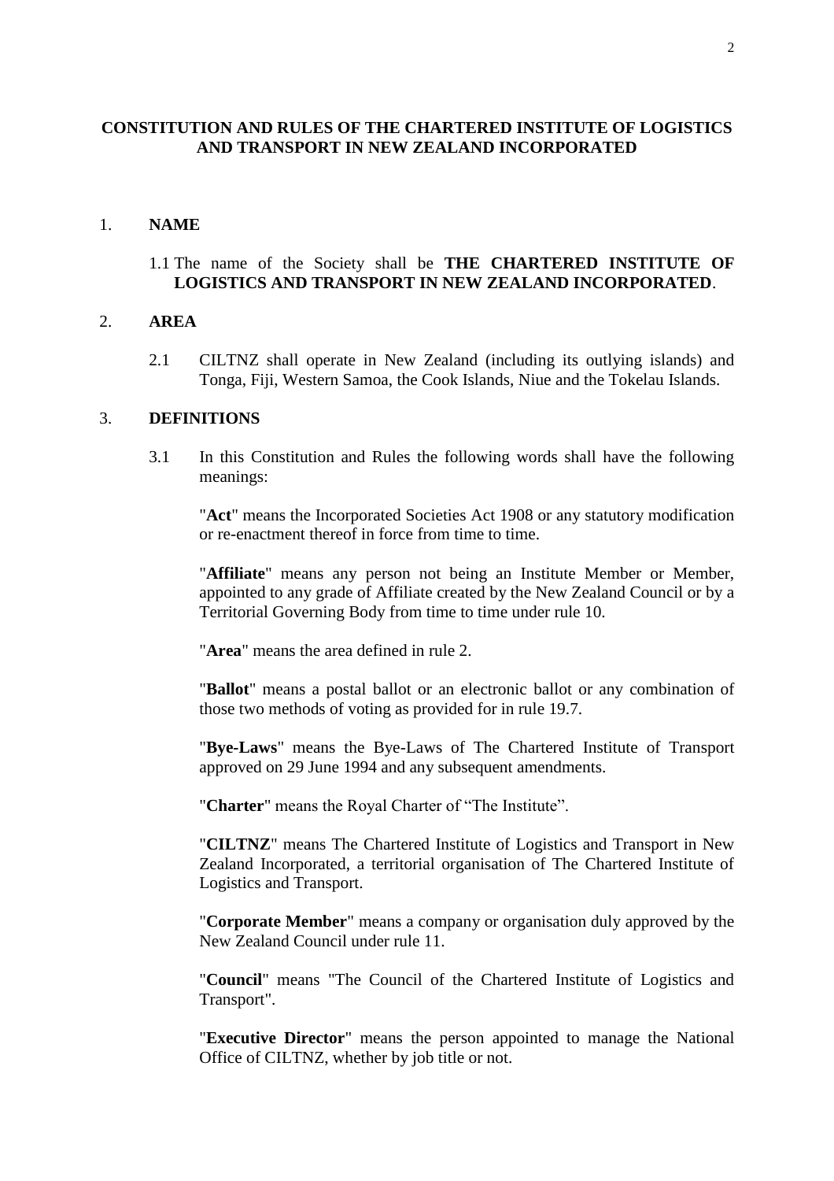# CONSTITUTION AND RULES OF THE CHARTERED INSTITUTE OF LOGISTICS AND TRANSPORT IN NEW ZEALAND INCORPORATED

## 1. NAME

1.1 The name of the Society shall be **THE CHARTERED INSTITUTE OF LOGISTICS AND TRANSPORT IN NEW ZEALAND INCORPORATED**.

## 2. AREA

2.1 CILTNZ shall operate in New Zealand (including its outlying islands) and Tonga, Fiji, Western Samoa, the Cook Islands, Niue and the Tokelau Islands.

## 3. DEFINITIONS

3.1 In this Constitution and Rules the following words shall have the following meanings:

"**Act**" means the Incorporated Societies Act 1908 or any statutory modification or re-enactment thereof in force from time to time.

"**Affiliate**" means any person not being an Institute Member or Member, appointed to any grade of Affiliate created by the New Zealand Council or by a Territorial Governing Body from time to time under rule 10.

"**Area**" means the area defined in rule 2.

"**Ballot**" means a postal ballot or an electronic ballot or any combination of those two methods of voting as provided for in rule 19.7.

"**Bye-Laws**" means the Bye-Laws of The Chartered Institute of Transport approved on 29 June 1994 and any subsequent amendments.

"**Charter**" means the Royal Charter of "The Institute".

"**CILTNZ**" means The Chartered Institute of Logistics and Transport in New Zealand Incorporated, a territorial organisation of The Chartered Institute of Logistics and Transport.

"**Corporate Member**" means a company or organisation duly approved by the New Zealand Council under rule 11.

"**Council**" means "The Council of the Chartered Institute of Logistics and Transport".

"**Executive Director**" means the person appointed to manage the National Office of CILTNZ, whether by job title or not.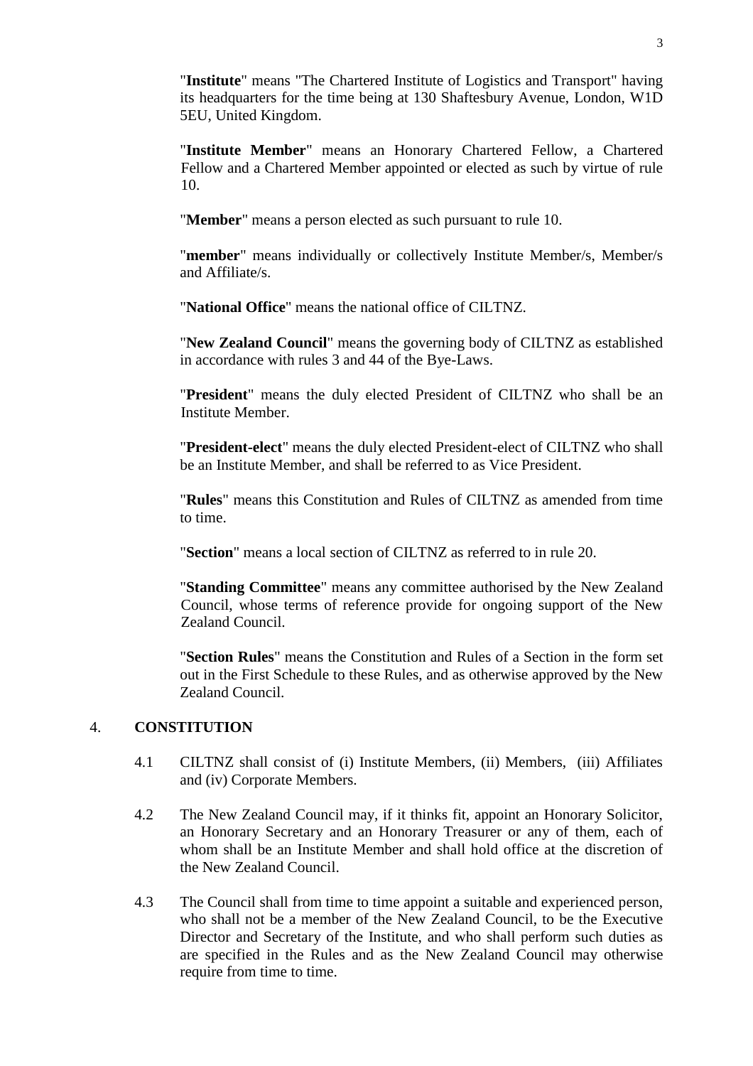"**Institute**" means "The Chartered Institute of Logistics and Transport" having its headquarters for the time being at 130 Shaftesbury Avenue, London, W1D 5EU, United Kingdom.

"**Institute Member**" means an Honorary Chartered Fellow, a Chartered Fellow and a Chartered Member appointed or elected as such by virtue of rule 10.

"**Member**" means a person elected as such pursuant to rule 10.

"**member**" means individually or collectively Institute Member/s, Member/s and Affiliate/s.

"**National Office**" means the national office of CILTNZ.

"**New Zealand Council**" means the governing body of CILTNZ as established in accordance with rules 3 and 44 of the Bye-Laws.

"**President**" means the duly elected President of CILTNZ who shall be an Institute Member.

"**President-elect**" means the duly elected President-elect of CILTNZ who shall be an Institute Member, and shall be referred to as Vice President.

"**Rules**" means this Constitution and Rules of CILTNZ as amended from time to time.

"**Section**" means a local section of CILTNZ as referred to in rule 20.

"**Standing Committee**" means any committee authorised by the New Zealand Council, whose terms of reference provide for ongoing support of the New Zealand Council.

"**Section Rules**" means the Constitution and Rules of a Section in the form set out in the First Schedule to these Rules, and as otherwise approved by the New Zealand Council.

## 4. CONSTITUTION

4.1 CILTNZ shall consist of (i) Institute Members, (ii) Members, (iii) Affiliates and (iv) Corporate Members.

4.2 The New Zealand Council may, if it thinks fit, appoint an Honorary Solicitor, an Honorary Secretary and an Honorary Treasurer or any of them, each of whom shall be an Institute Member and shall hold office at the discretion of the New Zealand Council.

4.3 The Council shall from time to time appoint a suitable and experienced person, who shall not be a member of the New Zealand Council, to be the Executive Director and Secretary of the Institute, and who shall perform such duties as are specified in the Rules and as the New Zealand Council may otherwise require from time to time.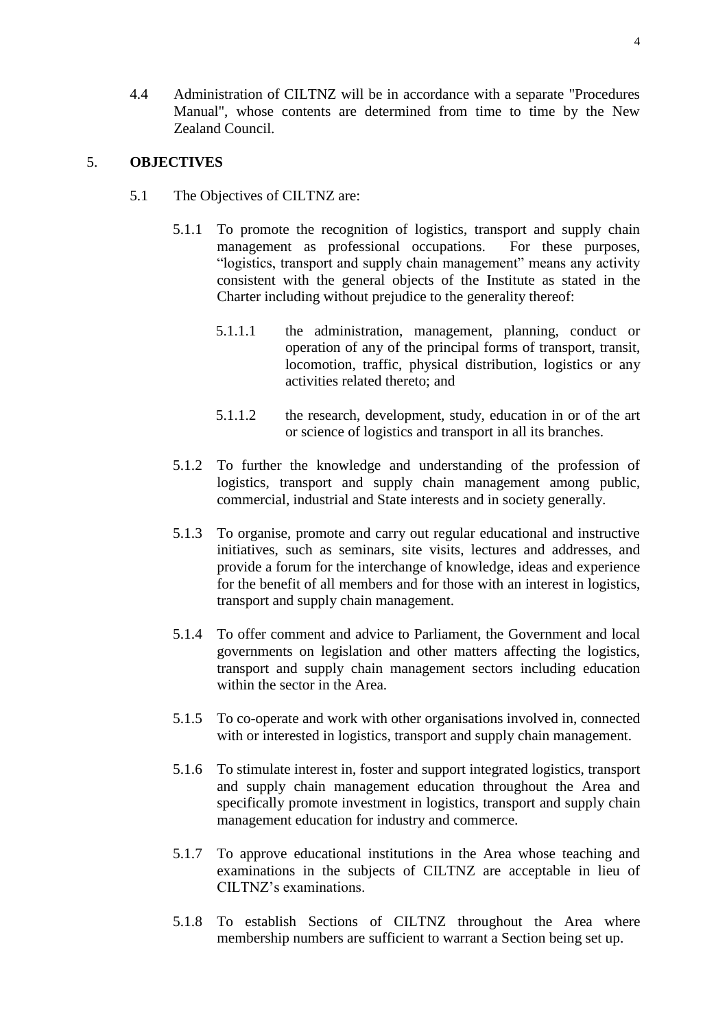4.4 Administration of CILTNZ will be in accordance with a separate "Procedures Manual", whose contents are determined from time to time by the New Zealand Council.

## 5. OBJECTIVES

5.1 The Objectives of CILTNZ are:

5.1.1 To promote the recognition of logistics, transport and supply chain management as professional occupations. For these purposes, "logistics, transport and supply chain management" means any activity consistent with the general objects of the Institute as stated in the Charter including without prejudice to the generality thereof:

5.1.1.1 the administration, management, planning, conduct or operation of any of the principal forms of transport, transit, locomotion, traffic, physical distribution, logistics or any activities related thereto; and

5.1.1.2 the research, development, study, education in or of the art or science of logistics and transport in all its branches.

5.1.2 To further the knowledge and understanding of the profession of logistics, transport and supply chain management among public, commercial, industrial and State interests and in society generally.

5.1.3 To organise, promote and carry out regular educational and instructive initiatives, such as seminars, site visits, lectures and addresses, and provide a forum for the interchange of knowledge, ideas and experience for the benefit of all members and for those with an interest in logistics, transport and supply chain management.

5.1.4 To offer comment and advice to Parliament, the Government and local governments on legislation and other matters affecting the logistics, transport and supply chain management sectors including education within the sector in the Area.

5.1.5 To co-operate and work with other organisations involved in, connected with or interested in logistics, transport and supply chain management.

5.1.6 To stimulate interest in, foster and support integrated logistics, transport and supply chain management education throughout the Area and specifically promote investment in logistics, transport and supply chain management education for industry and commerce.

5.1.7 To approve educational institutions in the Area whose teaching and examinations in the subjects of CILTNZ are acceptable in lieu of CILTNZ's examinations.

5.1.8 To establish Sections of CILTNZ throughout the Area where membership numbers are sufficient to warrant a Section being set up.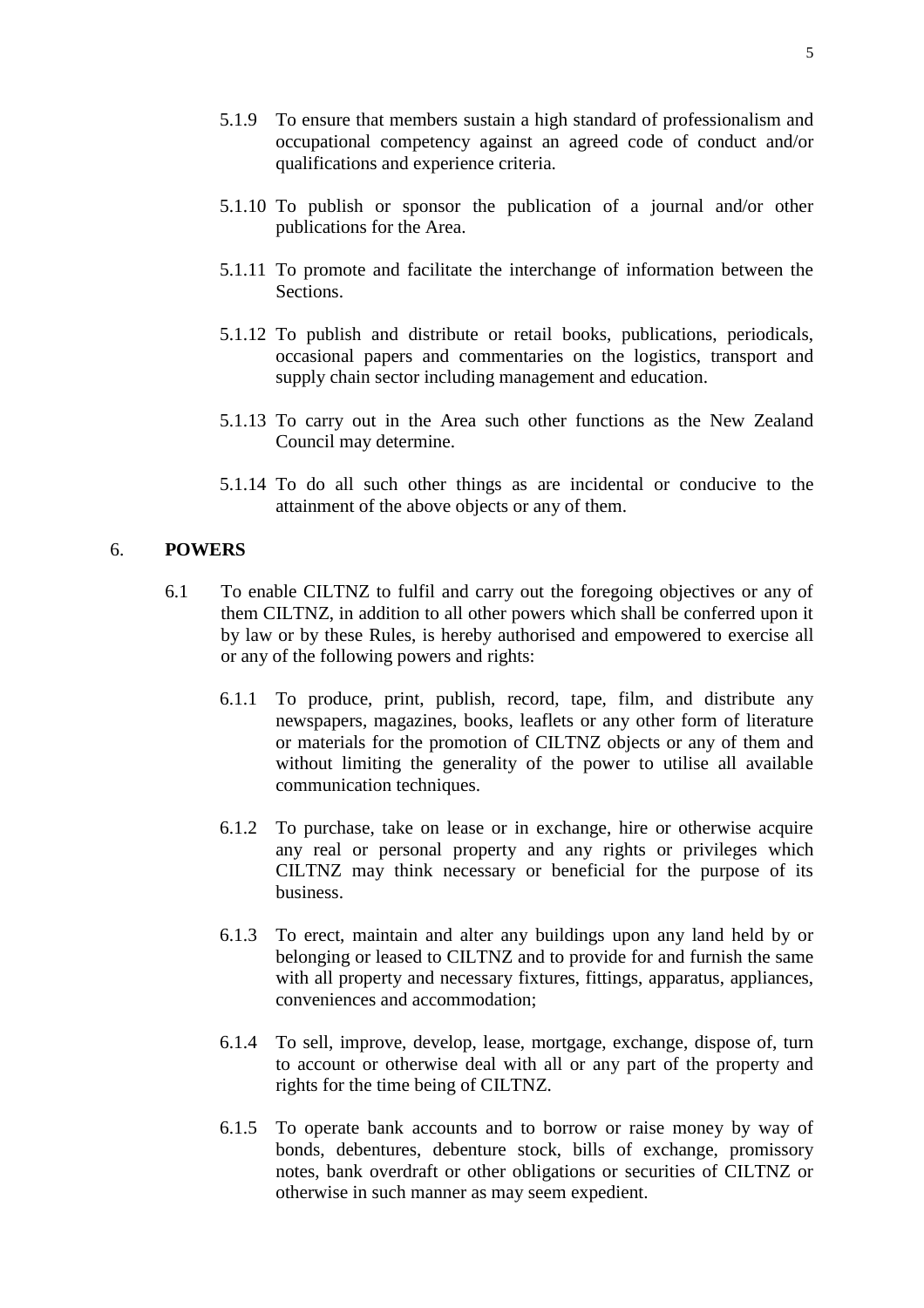5.1.9 To ensure that members sustain a high standard of professionalism and occupational competency against an agreed code of conduct and/or qualifications and experience criteria.

5.1.10 To publish or sponsor the publication of a journal and/or other publications for the Area.

5.1.11 To promote and facilitate the interchange of information between the Sections.

5.1.12 To publish and distribute or retail books, publications, periodicals, occasional papers and commentaries on the logistics, transport and supply chain sector including management and education.

5.1.13 To carry out in the Area such other functions as the New Zealand Council may determine.

5.1.14 To do all such other things as are incidental or conducive to the attainment of the above objects or any of them.

## 6. POWERS

6.1 To enable CILTNZ to fulfil and carry out the foregoing objectives or any of them CILTNZ, in addition to all other powers which shall be conferred upon it by law or by these Rules, is hereby authorised and empowered to exercise all or any of the following powers and rights:

6.1.1 To produce, print, publish, record, tape, film, and distribute any newspapers, magazines, books, leaflets or any other form of literature or materials for the promotion of CILTNZ objects or any of them and without limiting the generality of the power to utilise all available communication techniques.

6.1.2 To purchase, take on lease or in exchange, hire or otherwise acquire any real or personal property and any rights or privileges which CILTNZ may think necessary or beneficial for the purpose of its business.

6.1.3 To erect, maintain and alter any buildings upon any land held by or belonging or leased to CILTNZ and to provide for and furnish the same with all property and necessary fixtures, fittings, apparatus, appliances, conveniences and accommodation;

6.1.4 To sell, improve, develop, lease, mortgage, exchange, dispose of, turn to account or otherwise deal with all or any part of the property and rights for the time being of CILTNZ.

6.1.5 To operate bank accounts and to borrow or raise money by way of bonds, debentures, debenture stock, bills of exchange, promissory notes, bank overdraft or other obligations or securities of CILTNZ or otherwise in such manner as may seem expedient.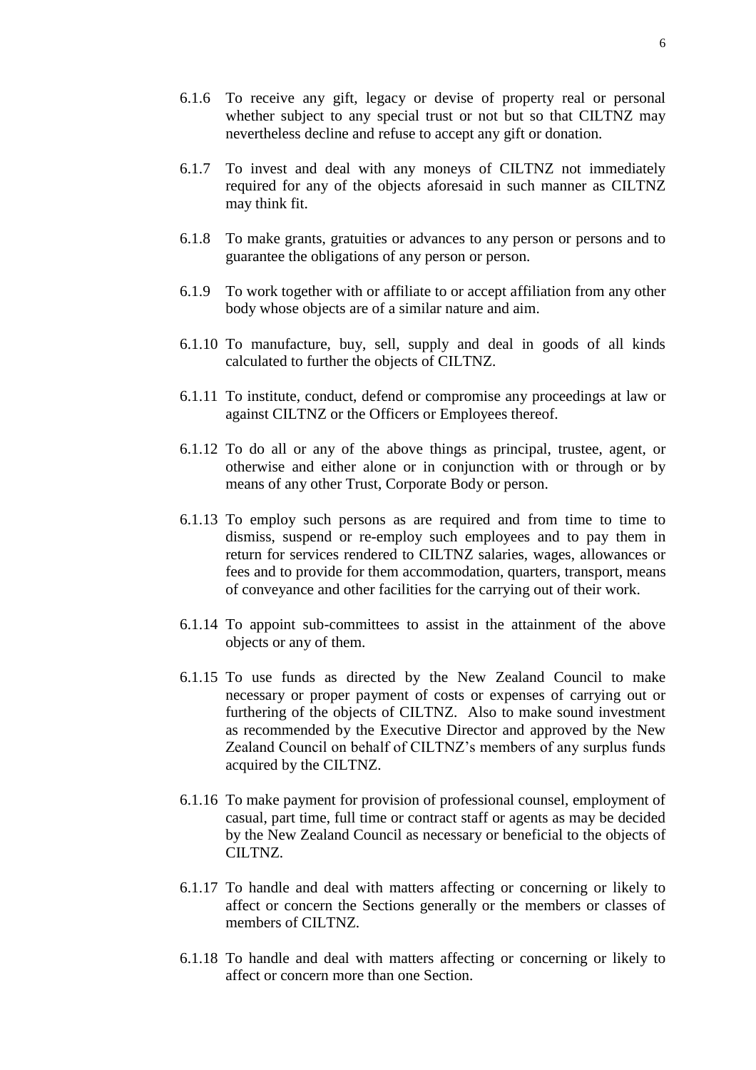6.1.6 To receive any gift, legacy or devise of property real or personal whether subject to any special trust or not but so that CILTNZ may nevertheless decline and refuse to accept any gift or donation.

6.1.7 To invest and deal with any moneys of CILTNZ not immediately required for any of the objects aforesaid in such manner as CILTNZ may think fit.

6.1.8 To make grants, gratuities or advances to any person or persons and to guarantee the obligations of any person or person.

6.1.9 To work together with or affiliate to or accept affiliation from any other body whose objects are of a similar nature and aim.

6.1.10 To manufacture, buy, sell, supply and deal in goods of all kinds calculated to further the objects of CILTNZ.

6.1.11 To institute, conduct, defend or compromise any proceedings at law or against CILTNZ or the Officers or Employees thereof.

6.1.12 To do all or any of the above things as principal, trustee, agent, or otherwise and either alone or in conjunction with or through or by means of any other Trust, Corporate Body or person.

6.1.13 To employ such persons as are required and from time to time to dismiss, suspend or re-employ such employees and to pay them in return for services rendered to CILTNZ salaries, wages, allowances or fees and to provide for them accommodation, quarters, transport, means of conveyance and other facilities for the carrying out of their work.

6.1.14 To appoint sub-committees to assist in the attainment of the above objects or any of them.

6.1.15 To use funds as directed by the New Zealand Council to make necessary or proper payment of costs or expenses of carrying out or furthering of the objects of CILTNZ. Also to make sound investment as recommended by the Executive Director and approved by the New Zealand Council on behalf of CILTNZ's members of any surplus funds acquired by the CILTNZ.

6.1.16 To make payment for provision of professional counsel, employment of casual, part time, full time or contract staff or agents as may be decided by the New Zealand Council as necessary or beneficial to the objects of CILTNZ.

6.1.17 To handle and deal with matters affecting or concerning or likely to affect or concern the Sections generally or the members or classes of members of CILTNZ.

6.1.18 To handle and deal with matters affecting or concerning or likely to affect or concern more than one Section.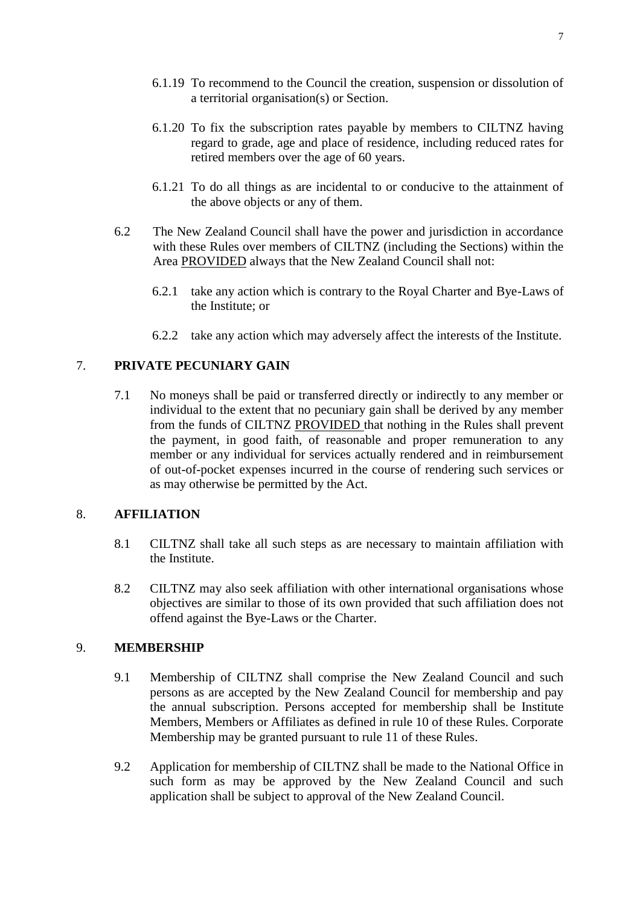6.1.19 To recommend to the Council the creation, suspension or dissolution of a territorial organisation(s) or Section.

6.1.20 To fix the subscription rates payable by members to CILTNZ having regard to grade, age and place of residence, including reduced rates for retired members over the age of 60 years.

6.1.21 To do all things as are incidental to or conducive to the attainment of the above objects or any of them.

6.2 The New Zealand Council shall have the power and jurisdiction in accordance with these Rules over members of CILTNZ (including the Sections) within the Area <u>PROVIDED</u> always that the New Zealand Council shall not:

6.2.1 take any action which is contrary to the Royal Charter and Bye-Laws of the Institute; or

6.2.2 take any action which may adversely affect the interests of the Institute.

## 7. PRIVATE PECUNIARY GAIN

7.1 No moneys shall be paid or transferred directly or indirectly to any member or individual to the extent that no pecuniary gain shall be derived by any member from the funds of CILTNZ <u>PROVIDED</u> that nothing in the Rules shall prevent the payment, in good faith, of reasonable and proper remuneration to any member or any individual for services actually rendered and in reimbursement of out-of-pocket expenses incurred in the course of rendering such services or as may otherwise be permitted by the Act.

## 8. AFFILIATION

8.1 CILTNZ shall take all such steps as are necessary to maintain affiliation with the Institute.

8.2 CILTNZ may also seek affiliation with other international organisations whose objectives are similar to those of its own provided that such affiliation does not offend against the Bye-Laws or the Charter.

## 9. MEMBERSHIP

9.1 Membership of CILTNZ shall comprise the New Zealand Council and such persons as are accepted by the New Zealand Council for membership and pay the annual subscription. Persons accepted for membership shall be Institute Members, Members or Affiliates as defined in rule 10 of these Rules. Corporate Membership may be granted pursuant to rule 11 of these Rules.

9.2 Application for membership of CILTNZ shall be made to the National Office in such form as may be approved by the New Zealand Council and such application shall be subject to approval of the New Zealand Council.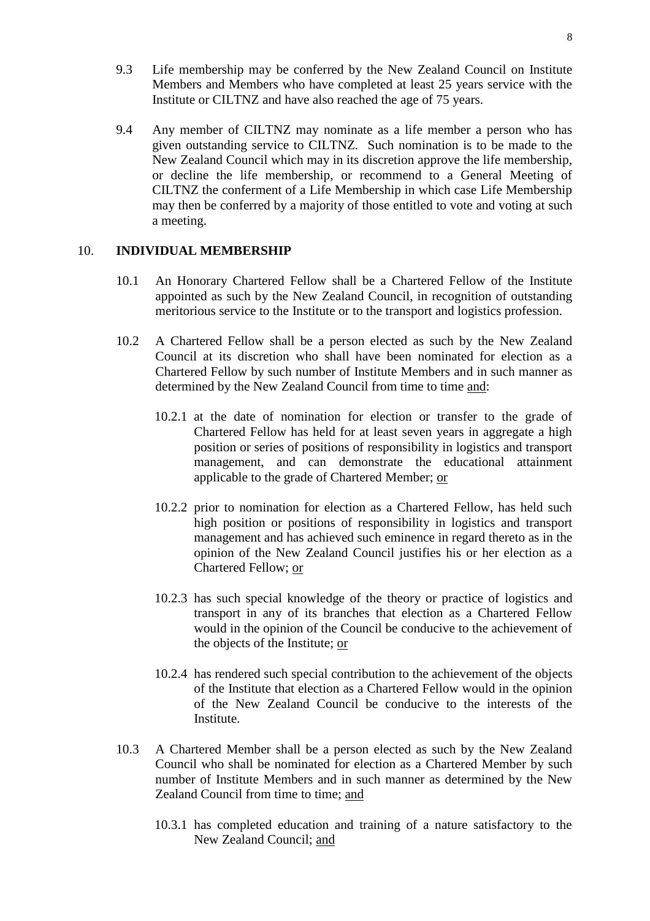9.3 Life membership may be conferred by the New Zealand Council on Institute Members and Members who have completed at least 25 years service with the Institute or CILTNZ and have also reached the age of 75 years.

9.4 Any member of CILTNZ may nominate as a life member a person who has given outstanding service to CILTNZ. Such nomination is to be made to the New Zealand Council which may in its discretion approve the life membership, or decline the life membership, or recommend to a General Meeting of CILTNZ the conferment of a Life Membership in which case Life Membership may then be conferred by a majority of those entitled to vote and voting at such a meeting.

## 10. INDIVIDUAL MEMBERSHIP

10.1 An Honorary Chartered Fellow shall be a Chartered Fellow of the Institute appointed as such by the New Zealand Council, in recognition of outstanding meritorious service to the Institute or to the transport and logistics profession.

10.2 A Chartered Fellow shall be a person elected as such by the New Zealand Council at its discretion who shall have been nominated for election as a Chartered Fellow by such number of Institute Members and in such manner as determined by the New Zealand Council from time to time <u>and</u>:

10.2.1 at the date of nomination for election or transfer to the grade of Chartered Fellow has held for at least seven years in aggregate a high position or series of positions of responsibility in logistics and transport management, and can demonstrate the educational attainment applicable to the grade of Chartered Member; <u>or</u>

10.2.2 prior to nomination for election as a Chartered Fellow, has held such high position or positions of responsibility in logistics and transport management and has achieved such eminence in regard thereto as in the opinion of the New Zealand Council justifies his or her election as a Chartered Fellow; <u>or</u>

10.2.3 has such special knowledge of the theory or practice of logistics and transport in any of its branches that election as a Chartered Fellow would in the opinion of the Council be conducive to the achievement of the objects of the Institute; <u>or</u>

10.2.4 has rendered such special contribution to the achievement of the objects of the Institute that election as a Chartered Fellow would in the opinion of the New Zealand Council be conducive to the interests of the Institute.

10.3 A Chartered Member shall be a person elected as such by the New Zealand Council who shall be nominated for election as a Chartered Member by such number of Institute Members and in such manner as determined by the New Zealand Council from time to time; <u>and</u>

10.3.1 has completed education and training of a nature satisfactory to the New Zealand Council; <u>and</u>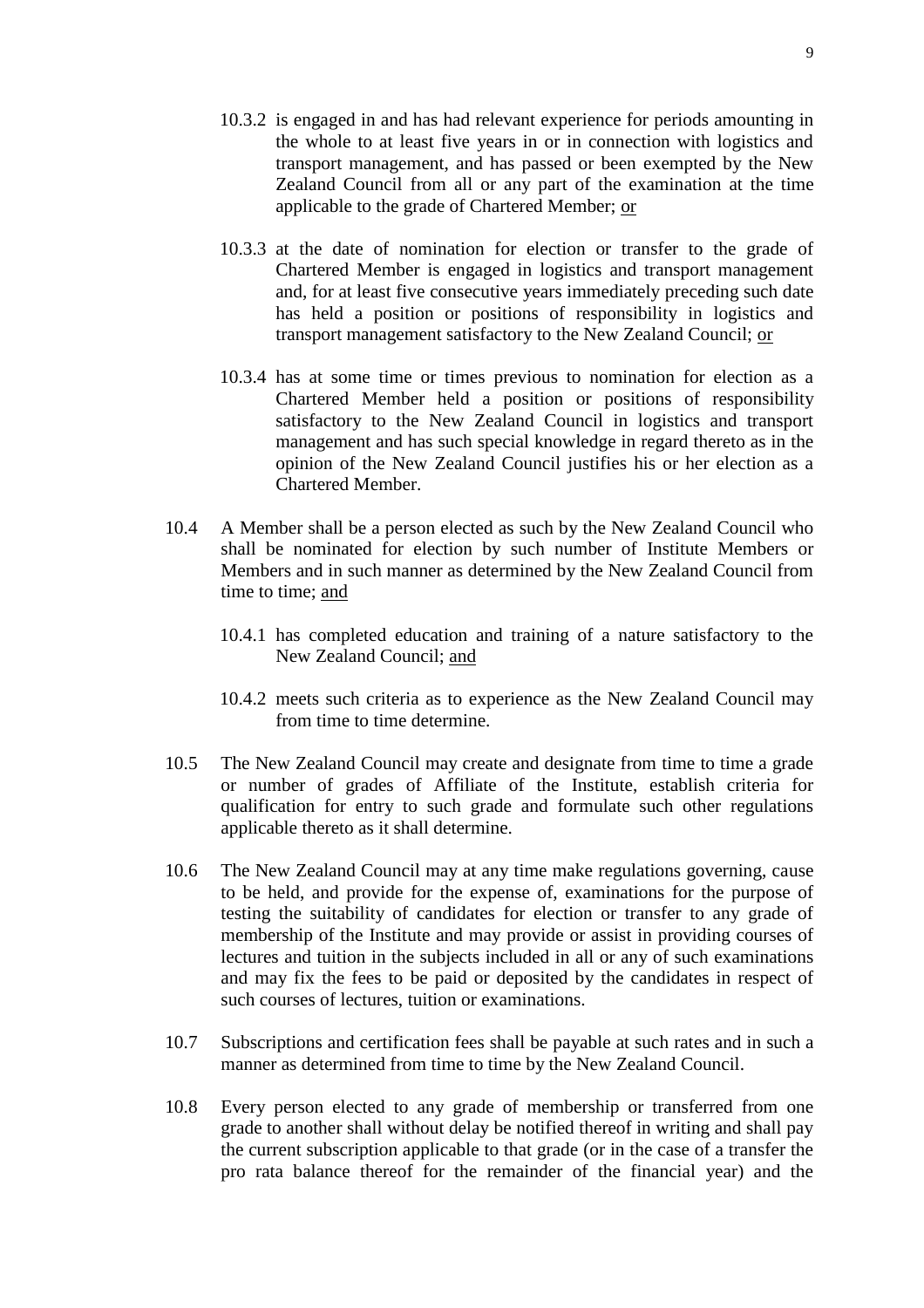10.3.2 is engaged in and has had relevant experience for periods amounting in the whole to at least five years in or in connection with logistics and transport management, and has passed or been exempted by the New Zealand Council from all or any part of the examination at the time applicable to the grade of Chartered Member; <u>or</u>

10.3.3 at the date of nomination for election or transfer to the grade of Chartered Member is engaged in logistics and transport management and, for at least five consecutive years immediately preceding such date has held a position or positions of responsibility in logistics and transport management satisfactory to the New Zealand Council; <u>or</u>

10.3.4 has at some time or times previous to nomination for election as a Chartered Member held a position or positions of responsibility satisfactory to the New Zealand Council in logistics and transport management and has such special knowledge in regard thereto as in the opinion of the New Zealand Council justifies his or her election as a Chartered Member.

10.4 A Member shall be a person elected as such by the New Zealand Council who shall be nominated for election by such number of Institute Members or Members and in such manner as determined by the New Zealand Council from time to time; <u>and</u>

10.4.1 has completed education and training of a nature satisfactory to the New Zealand Council; <u>and</u>

10.4.2 meets such criteria as to experience as the New Zealand Council may from time to time determine.

10.5 The New Zealand Council may create and designate from time to time a grade or number of grades of Affiliate of the Institute, establish criteria for qualification for entry to such grade and formulate such other regulations applicable thereto as it shall determine.

10.6 The New Zealand Council may at any time make regulations governing, cause to be held, and provide for the expense of, examinations for the purpose of testing the suitability of candidates for election or transfer to any grade of membership of the Institute and may provide or assist in providing courses of lectures and tuition in the subjects included in all or any of such examinations and may fix the fees to be paid or deposited by the candidates in respect of such courses of lectures, tuition or examinations.

10.7 Subscriptions and certification fees shall be payable at such rates and in such a manner as determined from time to time by the New Zealand Council.

10.8 Every person elected to any grade of membership or transferred from one grade to another shall without delay be notified thereof in writing and shall pay the current subscription applicable to that grade (or in the case of a transfer the pro rata balance thereof for the remainder of the financial year) and the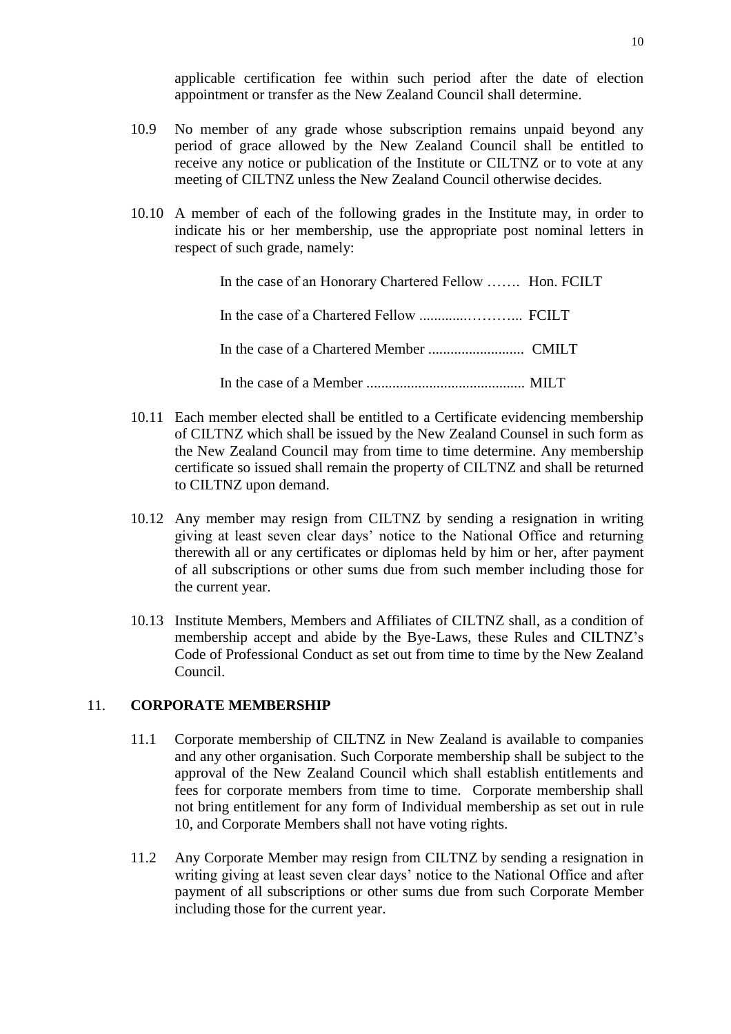applicable certification fee within such period after the date of election appointment or transfer as the New Zealand Council shall determine.

10.9 No member of any grade whose subscription remains unpaid beyond any period of grace allowed by the New Zealand Council shall be entitled to receive any notice or publication of the Institute or CILTNZ or to vote at any meeting of CILTNZ unless the New Zealand Council otherwise decides.

10.10 A member of each of the following grades in the Institute may, in order to indicate his or her membership, use the appropriate post nominal letters in respect of such grade, namely:

In the case of an Honorary Chartered Fellow ……. Hon. FCILT

In the case of a Chartered Fellow .............……….. FCILT

In the case of a Chartered Member .......................... CMILT

In the case of a Member ........................................... MILT

10.11 Each member elected shall be entitled to a Certificate evidencing membership of CILTNZ which shall be issued by the New Zealand Counsel in such form as the New Zealand Council may from time to time determine. Any membership certificate so issued shall remain the property of CILTNZ and shall be returned to CILTNZ upon demand.

10.12 Any member may resign from CILTNZ by sending a resignation in writing giving at least seven clear days' notice to the National Office and returning therewith all or any certificates or diplomas held by him or her, after payment of all subscriptions or other sums due from such member including those for the current year.

10.13 Institute Members, Members and Affiliates of CILTNZ shall, as a condition of membership accept and abide by the Bye-Laws, these Rules and CILTNZ's Code of Professional Conduct as set out from time to time by the New Zealand Council.

## 11. CORPORATE MEMBERSHIP

11.1 Corporate membership of CILTNZ in New Zealand is available to companies and any other organisation. Such Corporate membership shall be subject to the approval of the New Zealand Council which shall establish entitlements and fees for corporate members from time to time. Corporate membership shall not bring entitlement for any form of Individual membership as set out in rule 10, and Corporate Members shall not have voting rights.

11.2 Any Corporate Member may resign from CILTNZ by sending a resignation in writing giving at least seven clear days' notice to the National Office and after payment of all subscriptions or other sums due from such Corporate Member including those for the current year.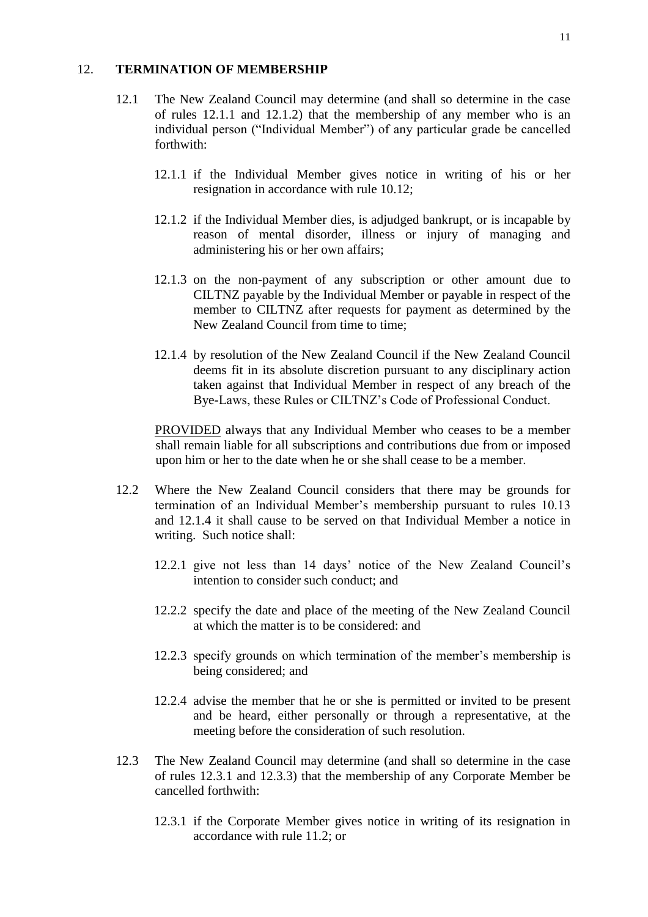## 12. **TERMINATION OF MEMBERSHIP**

12.1 The New Zealand Council may determine (and shall so determine in the case of rules 12.1.1 and 12.1.2) that the membership of any member who is an individual person ("Individual Member") of any particular grade be cancelled forthwith:

12.1.1 if the Individual Member gives notice in writing of his or her resignation in accordance with rule 10.12;

12.1.2 if the Individual Member dies, is adjudged bankrupt, or is incapable by reason of mental disorder, illness or injury of managing and administering his or her own affairs;

12.1.3 on the non-payment of any subscription or other amount due to CILTNZ payable by the Individual Member or payable in respect of the member to CILTNZ after requests for payment as determined by the New Zealand Council from time to time;

12.1.4 by resolution of the New Zealand Council if the New Zealand Council deems fit in its absolute discretion pursuant to any disciplinary action taken against that Individual Member in respect of any breach of the Bye-Laws, these Rules or CILTNZ's Code of Professional Conduct.

<u>PROVIDED</u> always that any Individual Member who ceases to be a member shall remain liable for all subscriptions and contributions due from or imposed upon him or her to the date when he or she shall cease to be a member.

12.2 Where the New Zealand Council considers that there may be grounds for termination of an Individual Member's membership pursuant to rules 10.13 and 12.1.4 it shall cause to be served on that Individual Member a notice in writing. Such notice shall:

12.2.1 give not less than 14 days' notice of the New Zealand Council's intention to consider such conduct; and

12.2.2 specify the date and place of the meeting of the New Zealand Council at which the matter is to be considered: and

12.2.3 specify grounds on which termination of the member's membership is being considered; and

12.2.4 advise the member that he or she is permitted or invited to be present and be heard, either personally or through a representative, at the meeting before the consideration of such resolution.

12.3 The New Zealand Council may determine (and shall so determine in the case of rules 12.3.1 and 12.3.3) that the membership of any Corporate Member be cancelled forthwith:

12.3.1 if the Corporate Member gives notice in writing of its resignation in accordance with rule 11.2; or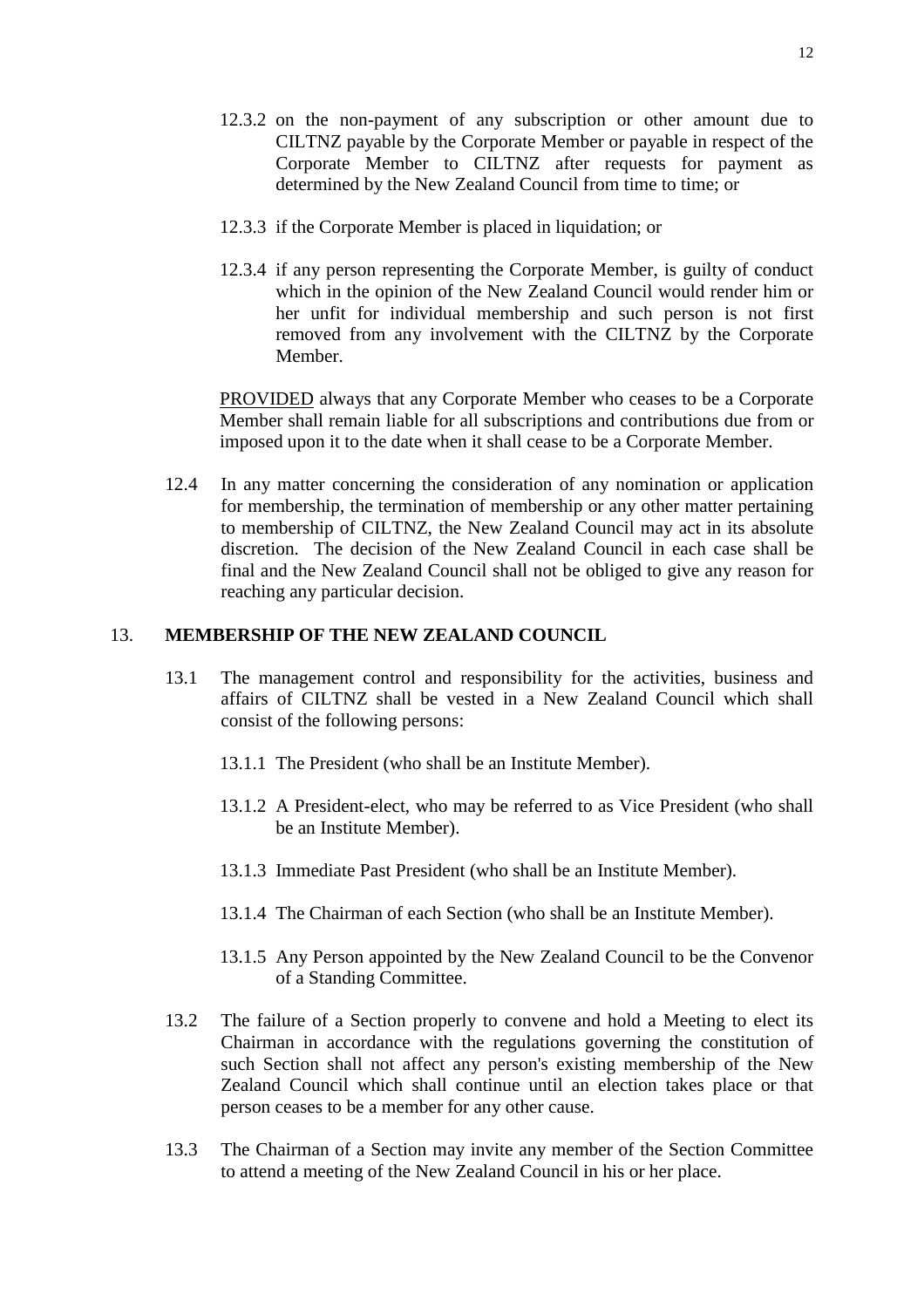12.3.2 on the non-payment of any subscription or other amount due to CILTNZ payable by the Corporate Member or payable in respect of the Corporate Member to CILTNZ after requests for payment as determined by the New Zealand Council from time to time; or

12.3.3 if the Corporate Member is placed in liquidation; or

12.3.4 if any person representing the Corporate Member, is guilty of conduct which in the opinion of the New Zealand Council would render him or her unfit for individual membership and such person is not first removed from any involvement with the CILTNZ by the Corporate Member.

PROVIDED always that any Corporate Member who ceases to be a Corporate Member shall remain liable for all subscriptions and contributions due from or imposed upon it to the date when it shall cease to be a Corporate Member.

12.4 In any matter concerning the consideration of any nomination or application for membership, the termination of membership or any other matter pertaining to membership of CILTNZ, the New Zealand Council may act in its absolute discretion. The decision of the New Zealand Council in each case shall be final and the New Zealand Council shall not be obliged to give any reason for reaching any particular decision.

## 13. MEMBERSHIP OF THE NEW ZEALAND COUNCIL

13.1 The management control and responsibility for the activities, business and affairs of CILTNZ shall be vested in a New Zealand Council which shall consist of the following persons:

13.1.1 The President (who shall be an Institute Member).

13.1.2 A President-elect, who may be referred to as Vice President (who shall be an Institute Member).

13.1.3 Immediate Past President (who shall be an Institute Member).

13.1.4 The Chairman of each Section (who shall be an Institute Member).

13.1.5 Any Person appointed by the New Zealand Council to be the Convenor of a Standing Committee.

13.2 The failure of a Section properly to convene and hold a Meeting to elect its Chairman in accordance with the regulations governing the constitution of such Section shall not affect any person's existing membership of the New Zealand Council which shall continue until an election takes place or that person ceases to be a member for any other cause.

13.3 The Chairman of a Section may invite any member of the Section Committee to attend a meeting of the New Zealand Council in his or her place.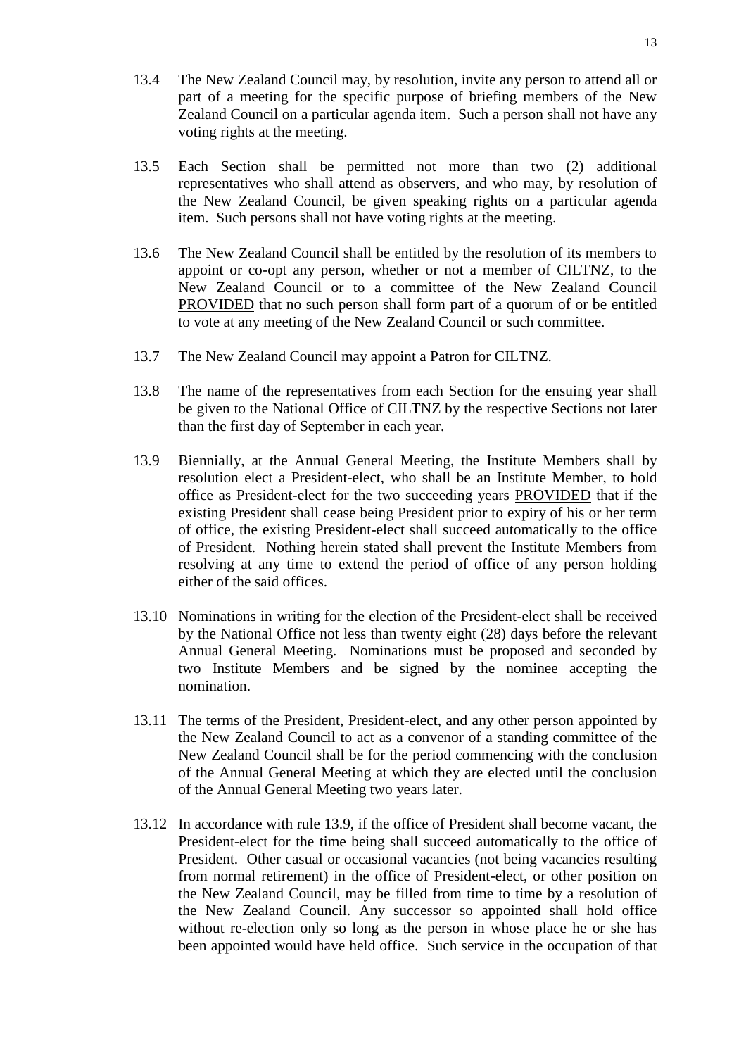13.4 The New Zealand Council may, by resolution, invite any person to attend all or part of a meeting for the specific purpose of briefing members of the New Zealand Council on a particular agenda item. Such a person shall not have any voting rights at the meeting.

13.5 Each Section shall be permitted not more than two (2) additional representatives who shall attend as observers, and who may, by resolution of the New Zealand Council, be given speaking rights on a particular agenda item. Such persons shall not have voting rights at the meeting.

13.6 The New Zealand Council shall be entitled by the resolution of its members to appoint or co-opt any person, whether or not a member of CILTNZ, to the New Zealand Council or to a committee of the New Zealand Council <u>PROVIDED</u> that no such person shall form part of a quorum of or be entitled to vote at any meeting of the New Zealand Council or such committee.

13.7 The New Zealand Council may appoint a Patron for CILTNZ.

13.8 The name of the representatives from each Section for the ensuing year shall be given to the National Office of CILTNZ by the respective Sections not later than the first day of September in each year.

13.9 Biennially, at the Annual General Meeting, the Institute Members shall by resolution elect a President-elect, who shall be an Institute Member, to hold office as President-elect for the two succeeding years <u>PROVIDED</u> that if the existing President shall cease being President prior to expiry of his or her term of office, the existing President-elect shall succeed automatically to the office of President. Nothing herein stated shall prevent the Institute Members from resolving at any time to extend the period of office of any person holding either of the said offices.

13.10 Nominations in writing for the election of the President-elect shall be received by the National Office not less than twenty eight (28) days before the relevant Annual General Meeting. Nominations must be proposed and seconded by two Institute Members and be signed by the nominee accepting the nomination.

13.11 The terms of the President, President-elect, and any other person appointed by the New Zealand Council to act as a convenor of a standing committee of the New Zealand Council shall be for the period commencing with the conclusion of the Annual General Meeting at which they are elected until the conclusion of the Annual General Meeting two years later.

13.12 In accordance with rule 13.9, if the office of President shall become vacant, the President-elect for the time being shall succeed automatically to the office of President. Other casual or occasional vacancies (not being vacancies resulting from normal retirement) in the office of President-elect, or other position on the New Zealand Council, may be filled from time to time by a resolution of the New Zealand Council. Any successor so appointed shall hold office without re-election only so long as the person in whose place he or she has been appointed would have held office. Such service in the occupation of that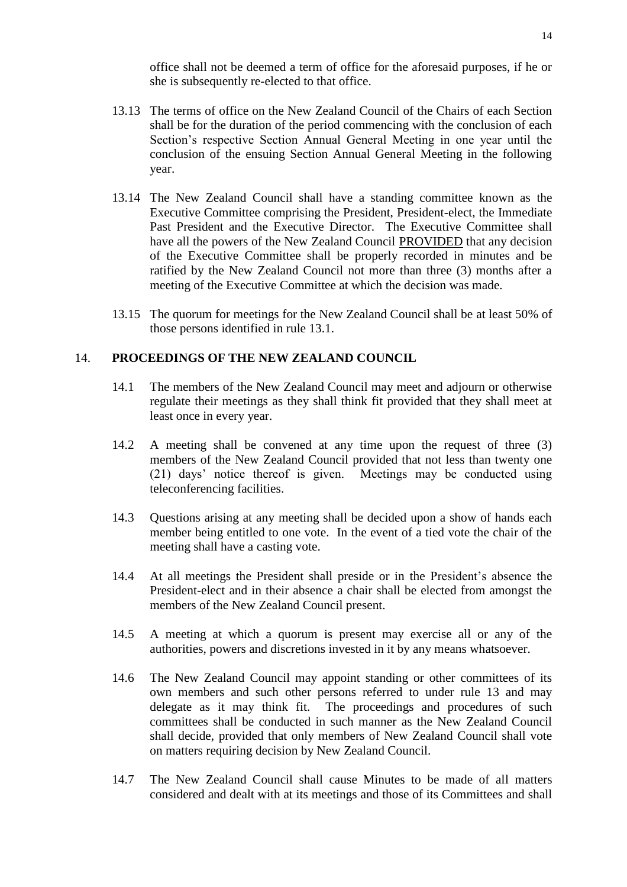office shall not be deemed a term of office for the aforesaid purposes, if he or she is subsequently re-elected to that office.

13.13 The terms of office on the New Zealand Council of the Chairs of each Section shall be for the duration of the period commencing with the conclusion of each Section's respective Section Annual General Meeting in one year until the conclusion of the ensuing Section Annual General Meeting in the following year.

13.14 The New Zealand Council shall have a standing committee known as the Executive Committee comprising the President, President-elect, the Immediate Past President and the Executive Director. The Executive Committee shall have all the powers of the New Zealand Council <u>PROVIDED</u> that any decision of the Executive Committee shall be properly recorded in minutes and be ratified by the New Zealand Council not more than three (3) months after a meeting of the Executive Committee at which the decision was made.

13.15 The quorum for meetings for the New Zealand Council shall be at least 50% of those persons identified in rule 13.1.

## 14. PROCEEDINGS OF THE NEW ZEALAND COUNCIL

14.1 The members of the New Zealand Council may meet and adjourn or otherwise regulate their meetings as they shall think fit provided that they shall meet at least once in every year.

14.2 A meeting shall be convened at any time upon the request of three (3) members of the New Zealand Council provided that not less than twenty one (21) days' notice thereof is given. Meetings may be conducted using teleconferencing facilities.

14.3 Questions arising at any meeting shall be decided upon a show of hands each member being entitled to one vote. In the event of a tied vote the chair of the meeting shall have a casting vote.

14.4 At all meetings the President shall preside or in the President's absence the President-elect and in their absence a chair shall be elected from amongst the members of the New Zealand Council present.

14.5 A meeting at which a quorum is present may exercise all or any of the authorities, powers and discretions invested in it by any means whatsoever.

14.6 The New Zealand Council may appoint standing or other committees of its own members and such other persons referred to under rule 13 and may delegate as it may think fit. The proceedings and procedures of such committees shall be conducted in such manner as the New Zealand Council shall decide, provided that only members of New Zealand Council shall vote on matters requiring decision by New Zealand Council.

14.7 The New Zealand Council shall cause Minutes to be made of all matters considered and dealt with at its meetings and those of its Committees and shall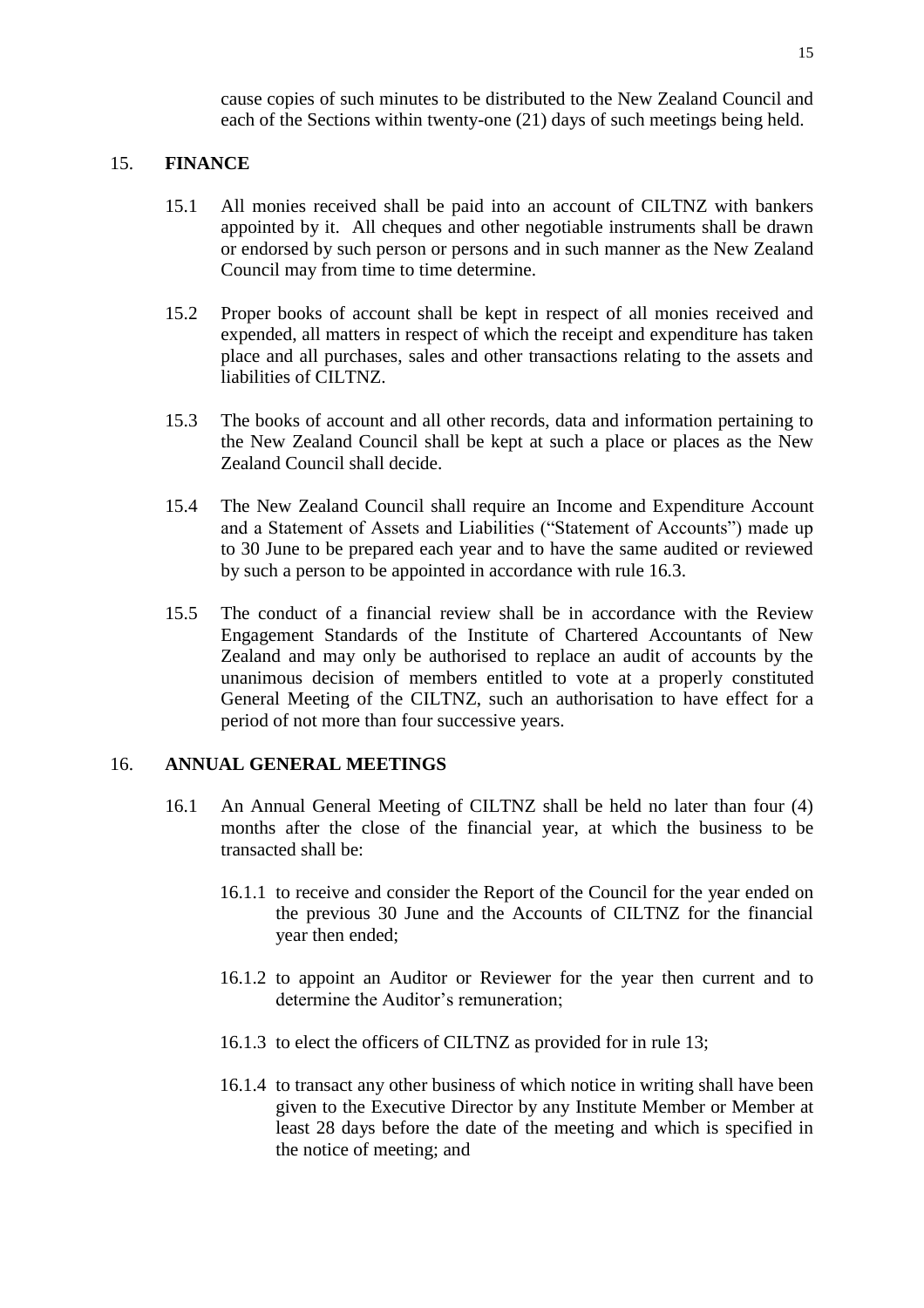cause copies of such minutes to be distributed to the New Zealand Council and each of the Sections within twenty-one (21) days of such meetings being held.

## 15. FINANCE

15.1 All monies received shall be paid into an account of CILTNZ with bankers appointed by it. All cheques and other negotiable instruments shall be drawn or endorsed by such person or persons and in such manner as the New Zealand Council may from time to time determine.

15.2 Proper books of account shall be kept in respect of all monies received and expended, all matters in respect of which the receipt and expenditure has taken place and all purchases, sales and other transactions relating to the assets and liabilities of CILTNZ.

15.3 The books of account and all other records, data and information pertaining to the New Zealand Council shall be kept at such a place or places as the New Zealand Council shall decide.

15.4 The New Zealand Council shall require an Income and Expenditure Account and a Statement of Assets and Liabilities ("Statement of Accounts") made up to 30 June to be prepared each year and to have the same audited or reviewed by such a person to be appointed in accordance with rule 16.3.

15.5 The conduct of a financial review shall be in accordance with the Review Engagement Standards of the Institute of Chartered Accountants of New Zealand and may only be authorised to replace an audit of accounts by the unanimous decision of members entitled to vote at a properly constituted General Meeting of the CILTNZ, such an authorisation to have effect for a period of not more than four successive years.

## 16. ANNUAL GENERAL MEETINGS

16.1 An Annual General Meeting of CILTNZ shall be held no later than four (4) months after the close of the financial year, at which the business to be transacted shall be:

16.1.1 to receive and consider the Report of the Council for the year ended on the previous 30 June and the Accounts of CILTNZ for the financial year then ended;

16.1.2 to appoint an Auditor or Reviewer for the year then current and to determine the Auditor's remuneration;

16.1.3 to elect the officers of CILTNZ as provided for in rule 13;

16.1.4 to transact any other business of which notice in writing shall have been given to the Executive Director by any Institute Member or Member at least 28 days before the date of the meeting and which is specified in the notice of meeting; and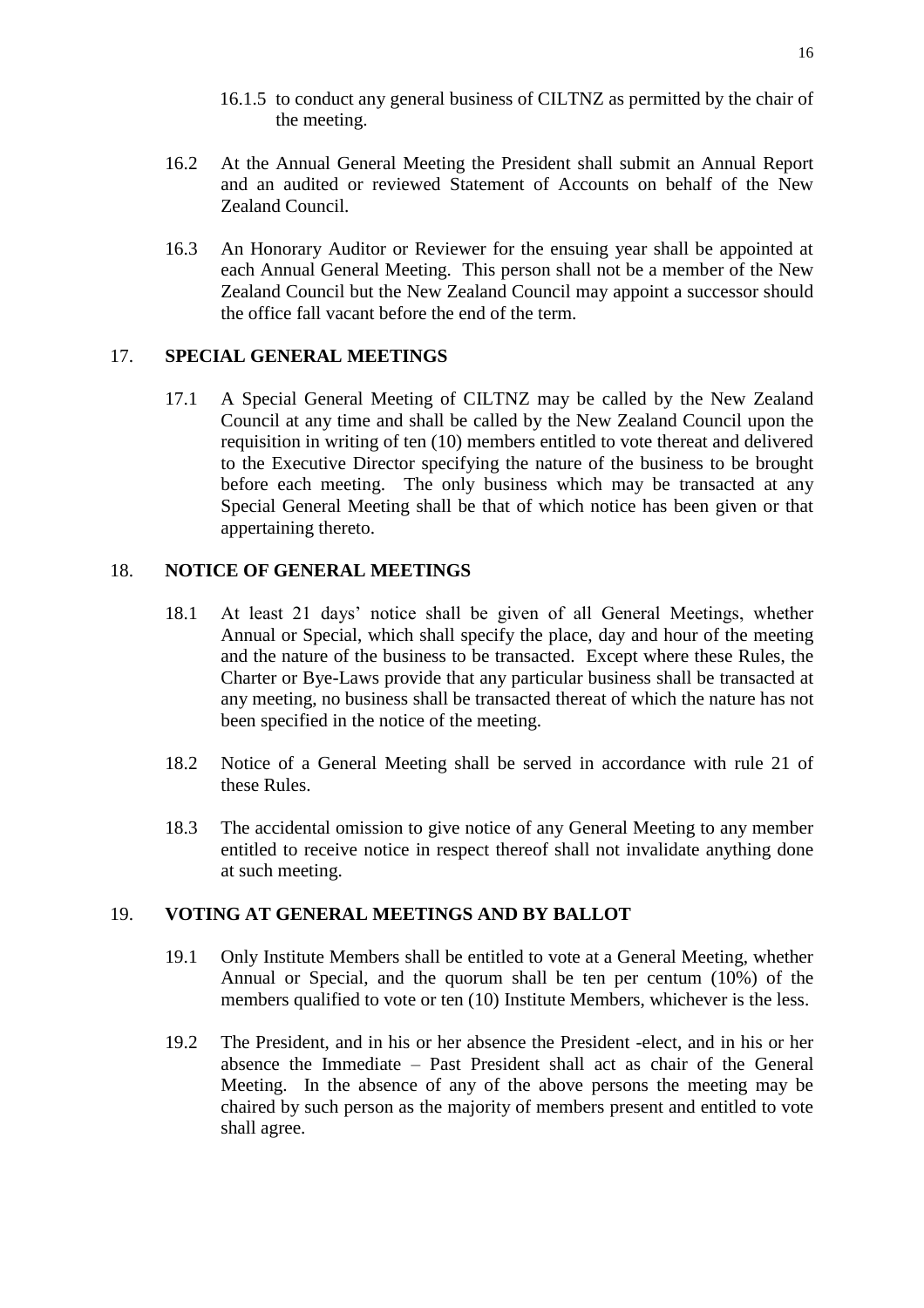16.1.5 to conduct any general business of CILTNZ as permitted by the chair of the meeting.

16.2 At the Annual General Meeting the President shall submit an Annual Report and an audited or reviewed Statement of Accounts on behalf of the New Zealand Council.

16.3 An Honorary Auditor or Reviewer for the ensuing year shall be appointed at each Annual General Meeting. This person shall not be a member of the New Zealand Council but the New Zealand Council may appoint a successor should the office fall vacant before the end of the term.

## 17. SPECIAL GENERAL MEETINGS

17.1 A Special General Meeting of CILTNZ may be called by the New Zealand Council at any time and shall be called by the New Zealand Council upon the requisition in writing of ten (10) members entitled to vote thereat and delivered to the Executive Director specifying the nature of the business to be brought before each meeting. The only business which may be transacted at any Special General Meeting shall be that of which notice has been given or that appertaining thereto.

## 18. NOTICE OF GENERAL MEETINGS

18.1 At least 21 days' notice shall be given of all General Meetings, whether Annual or Special, which shall specify the place, day and hour of the meeting and the nature of the business to be transacted. Except where these Rules, the Charter or Bye-Laws provide that any particular business shall be transacted at any meeting, no business shall be transacted thereat of which the nature has not been specified in the notice of the meeting.

18.2 Notice of a General Meeting shall be served in accordance with rule 21 of these Rules.

18.3 The accidental omission to give notice of any General Meeting to any member entitled to receive notice in respect thereof shall not invalidate anything done at such meeting.

## 19. VOTING AT GENERAL MEETINGS AND BY BALLOT

19.1 Only Institute Members shall be entitled to vote at a General Meeting, whether Annual or Special, and the quorum shall be ten per centum (10%) of the members qualified to vote or ten (10) Institute Members, whichever is the less.

19.2 The President, and in his or her absence the President -elect, and in his or her absence the Immediate – Past President shall act as chair of the General Meeting. In the absence of any of the above persons the meeting may be chaired by such person as the majority of members present and entitled to vote shall agree.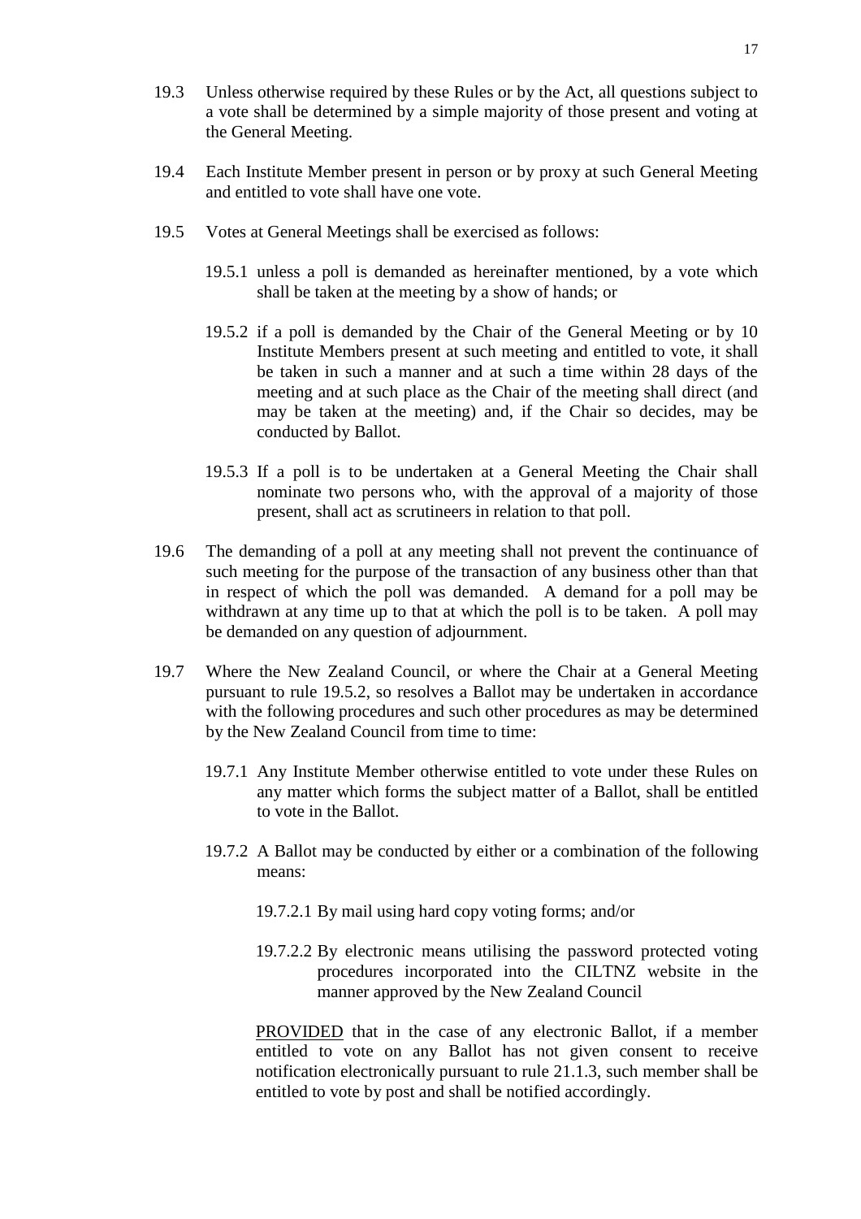19.3 Unless otherwise required by these Rules or by the Act, all questions subject to a vote shall be determined by a simple majority of those present and voting at the General Meeting.

19.4 Each Institute Member present in person or by proxy at such General Meeting and entitled to vote shall have one vote.

19.5 Votes at General Meetings shall be exercised as follows:

19.5.1 unless a poll is demanded as hereinafter mentioned, by a vote which shall be taken at the meeting by a show of hands; or

19.5.2 if a poll is demanded by the Chair of the General Meeting or by 10 Institute Members present at such meeting and entitled to vote, it shall be taken in such a manner and at such a time within 28 days of the meeting and at such place as the Chair of the meeting shall direct (and may be taken at the meeting) and, if the Chair so decides, may be conducted by Ballot.

19.5.3 If a poll is to be undertaken at a General Meeting the Chair shall nominate two persons who, with the approval of a majority of those present, shall act as scrutineers in relation to that poll.

19.6 The demanding of a poll at any meeting shall not prevent the continuance of such meeting for the purpose of the transaction of any business other than that in respect of which the poll was demanded. A demand for a poll may be withdrawn at any time up to that at which the poll is to be taken. A poll may be demanded on any question of adjournment.

19.7 Where the New Zealand Council, or where the Chair at a General Meeting pursuant to rule 19.5.2, so resolves a Ballot may be undertaken in accordance with the following procedures and such other procedures as may be determined by the New Zealand Council from time to time:

19.7.1 Any Institute Member otherwise entitled to vote under these Rules on any matter which forms the subject matter of a Ballot, shall be entitled to vote in the Ballot.

19.7.2 A Ballot may be conducted by either or a combination of the following means:

19.7.2.1 By mail using hard copy voting forms; and/or

19.7.2.2 By electronic means utilising the password protected voting procedures incorporated into the CILTNZ website in the manner approved by the New Zealand Council

PROVIDED that in the case of any electronic Ballot, if a member entitled to vote on any Ballot has not given consent to receive notification electronically pursuant to rule 21.1.3, such member shall be entitled to vote by post and shall be notified accordingly.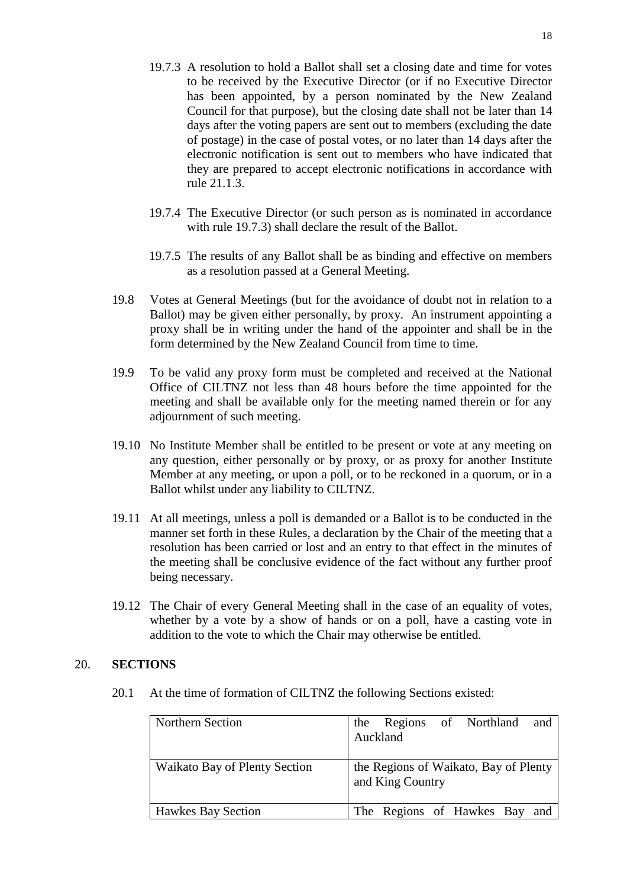19.7.3 A resolution to hold a Ballot shall set a closing date and time for votes to be received by the Executive Director (or if no Executive Director has been appointed, by a person nominated by the New Zealand Council for that purpose), but the closing date shall not be later than 14 days after the voting papers are sent out to members (excluding the date of postage) in the case of postal votes, or no later than 14 days after the electronic notification is sent out to members who have indicated that they are prepared to accept electronic notifications in accordance with rule 21.1.3.

19.7.4 The Executive Director (or such person as is nominated in accordance with rule 19.7.3) shall declare the result of the Ballot.

19.7.5 The results of any Ballot shall be as binding and effective on members as a resolution passed at a General Meeting.

19.8 Votes at General Meetings (but for the avoidance of doubt not in relation to a Ballot) may be given either personally, by proxy. An instrument appointing a proxy shall be in writing under the hand of the appointer and shall be in the form determined by the New Zealand Council from time to time.

19.9 To be valid any proxy form must be completed and received at the National Office of CILTNZ not less than 48 hours before the time appointed for the meeting and shall be available only for the meeting named therein or for any adjournment of such meeting.

19.10 No Institute Member shall be entitled to be present or vote at any meeting on any question, either personally or by proxy, or as proxy for another Institute Member at any meeting, or upon a poll, or to be reckoned in a quorum, or in a Ballot whilst under any liability to CILTNZ.

19.11 At all meetings, unless a poll is demanded or a Ballot is to be conducted in the manner set forth in these Rules, a declaration by the Chair of the meeting that a resolution has been carried or lost and an entry to that effect in the minutes of the meeting shall be conclusive evidence of the fact without any further proof being necessary.

19.12 The Chair of every General Meeting shall in the case of an equality of votes, whether by a vote by a show of hands or on a poll, have a casting vote in addition to the vote to which the Chair may otherwise be entitled.

## 20. SECTIONS

20.1 At the time of formation of CILTNZ the following Sections existed:

| | |
|---|---|
| Northern Section | the Regions of Northland and Auckland |
| Waikato Bay of Plenty Section | the Regions of Waikato, Bay of Plenty and King Country |
| Hawkes Bay Section | The Regions of Hawkes Bay and |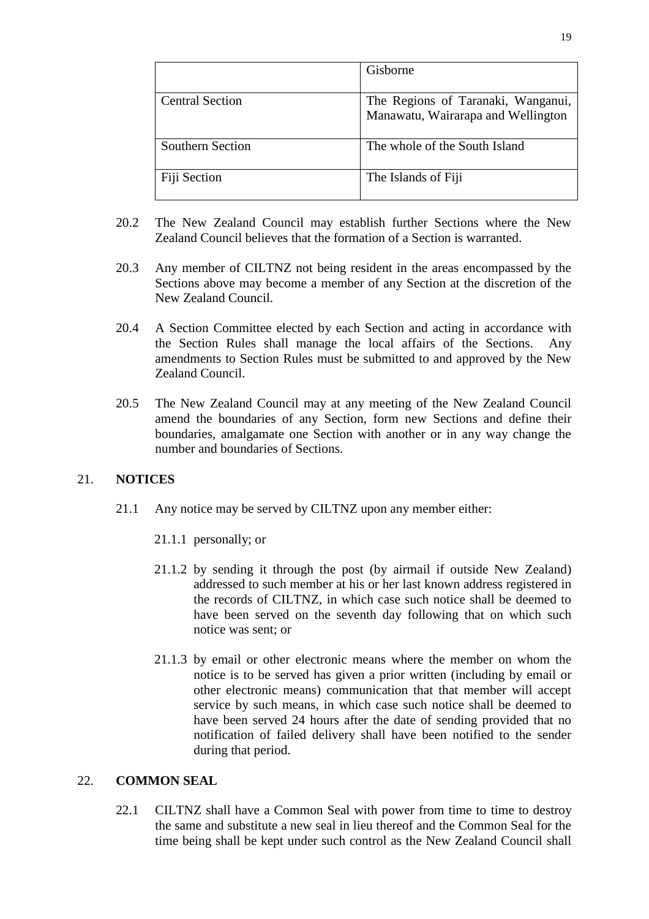| | |
|---|---|
| | Gisborne |
| Central Section | The Regions of Taranaki, Wanganui, Manawatu, Wairarapa and Wellington |
| Southern Section | The whole of the South Island |
| Fiji Section | The Islands of Fiji |

20.2 The New Zealand Council may establish further Sections where the New Zealand Council believes that the formation of a Section is warranted.

20.3 Any member of CILTNZ not being resident in the areas encompassed by the Sections above may become a member of any Section at the discretion of the New Zealand Council.

20.4 A Section Committee elected by each Section and acting in accordance with the Section Rules shall manage the local affairs of the Sections. Any amendments to Section Rules must be submitted to and approved by the New Zealand Council.

20.5 The New Zealand Council may at any meeting of the New Zealand Council amend the boundaries of any Section, form new Sections and define their boundaries, amalgamate one Section with another or in any way change the number and boundaries of Sections.

## 21. NOTICES

21.1 Any notice may be served by CILTNZ upon any member either:

21.1.1 personally; or

21.1.2 by sending it through the post (by airmail if outside New Zealand) addressed to such member at his or her last known address registered in the records of CILTNZ, in which case such notice shall be deemed to have been served on the seventh day following that on which such notice was sent; or

21.1.3 by email or other electronic means where the member on whom the notice is to be served has given a prior written (including by email or other electronic means) communication that that member will accept service by such means, in which case such notice shall be deemed to have been served 24 hours after the date of sending provided that no notification of failed delivery shall have been notified to the sender during that period.

## 22. COMMON SEAL

22.1 CILTNZ shall have a Common Seal with power from time to time to destroy the same and substitute a new seal in lieu thereof and the Common Seal for the time being shall be kept under such control as the New Zealand Council shall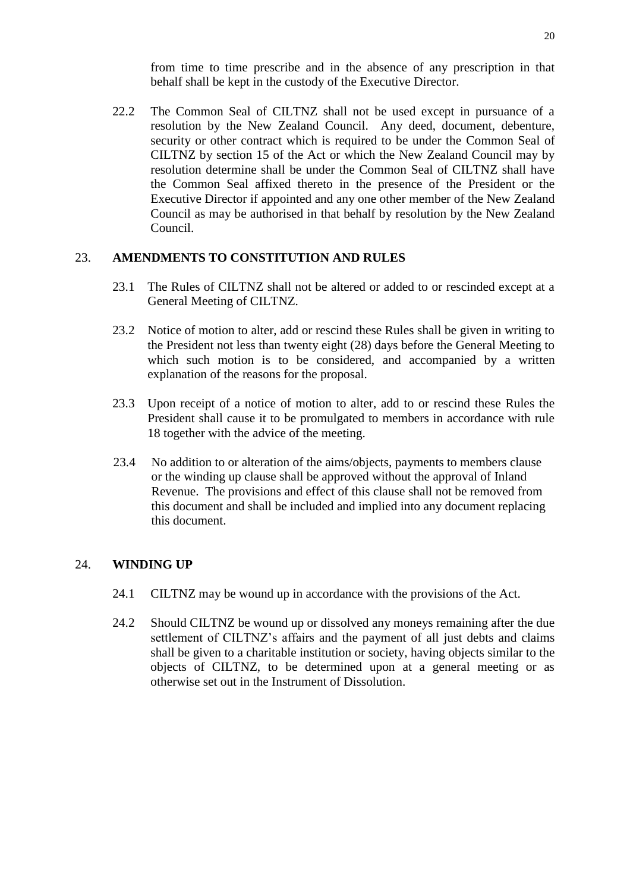from time to time prescribe and in the absence of any prescription in that behalf shall be kept in the custody of the Executive Director.

22.2 The Common Seal of CILTNZ shall not be used except in pursuance of a resolution by the New Zealand Council. Any deed, document, debenture, security or other contract which is required to be under the Common Seal of CILTNZ by section 15 of the Act or which the New Zealand Council may by resolution determine shall be under the Common Seal of CILTNZ shall have the Common Seal affixed thereto in the presence of the President or the Executive Director if appointed and any one other member of the New Zealand Council as may be authorised in that behalf by resolution by the New Zealand Council.

## 23. AMENDMENTS TO CONSTITUTION AND RULES

23.1 The Rules of CILTNZ shall not be altered or added to or rescinded except at a General Meeting of CILTNZ.

23.2 Notice of motion to alter, add or rescind these Rules shall be given in writing to the President not less than twenty eight (28) days before the General Meeting to which such motion is to be considered, and accompanied by a written explanation of the reasons for the proposal.

23.3 Upon receipt of a notice of motion to alter, add to or rescind these Rules the President shall cause it to be promulgated to members in accordance with rule 18 together with the advice of the meeting.

23.4 No addition to or alteration of the aims/objects, payments to members clause or the winding up clause shall be approved without the approval of Inland Revenue. The provisions and effect of this clause shall not be removed from this document and shall be included and implied into any document replacing this document.

## 24. WINDING UP

24.1 CILTNZ may be wound up in accordance with the provisions of the Act.

24.2 Should CILTNZ be wound up or dissolved any moneys remaining after the due settlement of CILTNZ's affairs and the payment of all just debts and claims shall be given to a charitable institution or society, having objects similar to the objects of CILTNZ, to be determined upon at a general meeting or as otherwise set out in the Instrument of Dissolution.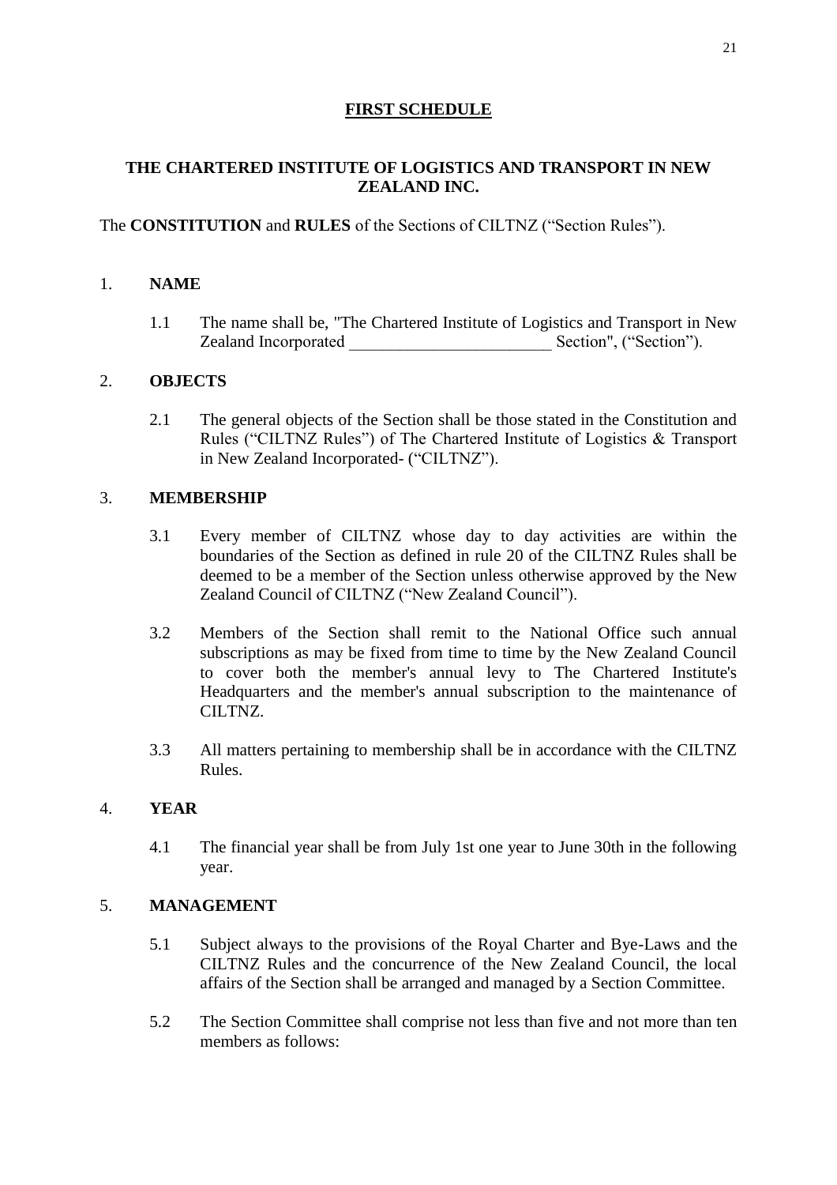## FIRST SCHEDULE

### THE CHARTERED INSTITUTE OF LOGISTICS AND TRANSPORT IN NEW ZEALAND INC.

The **CONSTITUTION** and **RULES** of the Sections of CILTNZ ("Section Rules").

1. **NAME**

   1.1 The name shall be, "The Chartered Institute of Logistics and Transport in New Zealand Incorporated ________________________ Section", ("Section").

2. **OBJECTS**

   2.1 The general objects of the Section shall be those stated in the Constitution and Rules ("CILTNZ Rules") of The Chartered Institute of Logistics & Transport in New Zealand Incorporated- ("CILTNZ").

3. **MEMBERSHIP**

   3.1 Every member of CILTNZ whose day to day activities are within the boundaries of the Section as defined in rule 20 of the CILTNZ Rules shall be deemed to be a member of the Section unless otherwise approved by the New Zealand Council of CILTNZ ("New Zealand Council").

   3.2 Members of the Section shall remit to the National Office such annual subscriptions as may be fixed from time to time by the New Zealand Council to cover both the member's annual levy to The Chartered Institute's Headquarters and the member's annual subscription to the maintenance of CILTNZ.

   3.3 All matters pertaining to membership shall be in accordance with the CILTNZ Rules.

4. **YEAR**

   4.1 The financial year shall be from July 1st one year to June 30th in the following year.

5. **MANAGEMENT**

   5.1 Subject always to the provisions of the Royal Charter and Bye-Laws and the CILTNZ Rules and the concurrence of the New Zealand Council, the local affairs of the Section shall be arranged and managed by a Section Committee.

   5.2 The Section Committee shall comprise not less than five and not more than ten members as follows: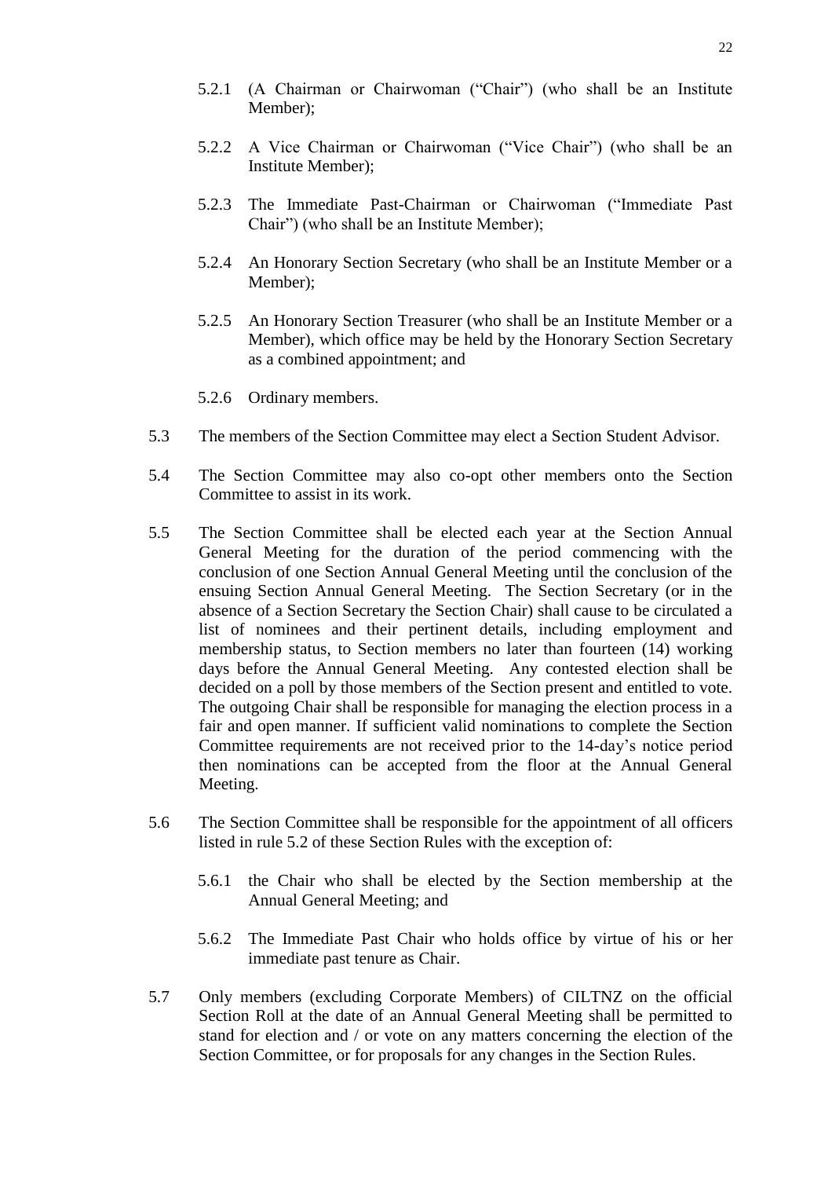5.2.1 (A Chairman or Chairwoman ("Chair") (who shall be an Institute Member);

5.2.2 A Vice Chairman or Chairwoman ("Vice Chair") (who shall be an Institute Member);

5.2.3 The Immediate Past-Chairman or Chairwoman ("Immediate Past Chair") (who shall be an Institute Member);

5.2.4 An Honorary Section Secretary (who shall be an Institute Member or a Member);

5.2.5 An Honorary Section Treasurer (who shall be an Institute Member or a Member), which office may be held by the Honorary Section Secretary as a combined appointment; and

5.2.6 Ordinary members.

5.3 The members of the Section Committee may elect a Section Student Advisor.

5.4 The Section Committee may also co-opt other members onto the Section Committee to assist in its work.

5.5 The Section Committee shall be elected each year at the Section Annual General Meeting for the duration of the period commencing with the conclusion of one Section Annual General Meeting until the conclusion of the ensuing Section Annual General Meeting. The Section Secretary (or in the absence of a Section Secretary the Section Chair) shall cause to be circulated a list of nominees and their pertinent details, including employment and membership status, to Section members no later than fourteen (14) working days before the Annual General Meeting. Any contested election shall be decided on a poll by those members of the Section present and entitled to vote. The outgoing Chair shall be responsible for managing the election process in a fair and open manner. If sufficient valid nominations to complete the Section Committee requirements are not received prior to the 14-day's notice period then nominations can be accepted from the floor at the Annual General Meeting.

5.6 The Section Committee shall be responsible for the appointment of all officers listed in rule 5.2 of these Section Rules with the exception of:

5.6.1 the Chair who shall be elected by the Section membership at the Annual General Meeting; and

5.6.2 The Immediate Past Chair who holds office by virtue of his or her immediate past tenure as Chair.

5.7 Only members (excluding Corporate Members) of CILTNZ on the official Section Roll at the date of an Annual General Meeting shall be permitted to stand for election and / or vote on any matters concerning the election of the Section Committee, or for proposals for any changes in the Section Rules.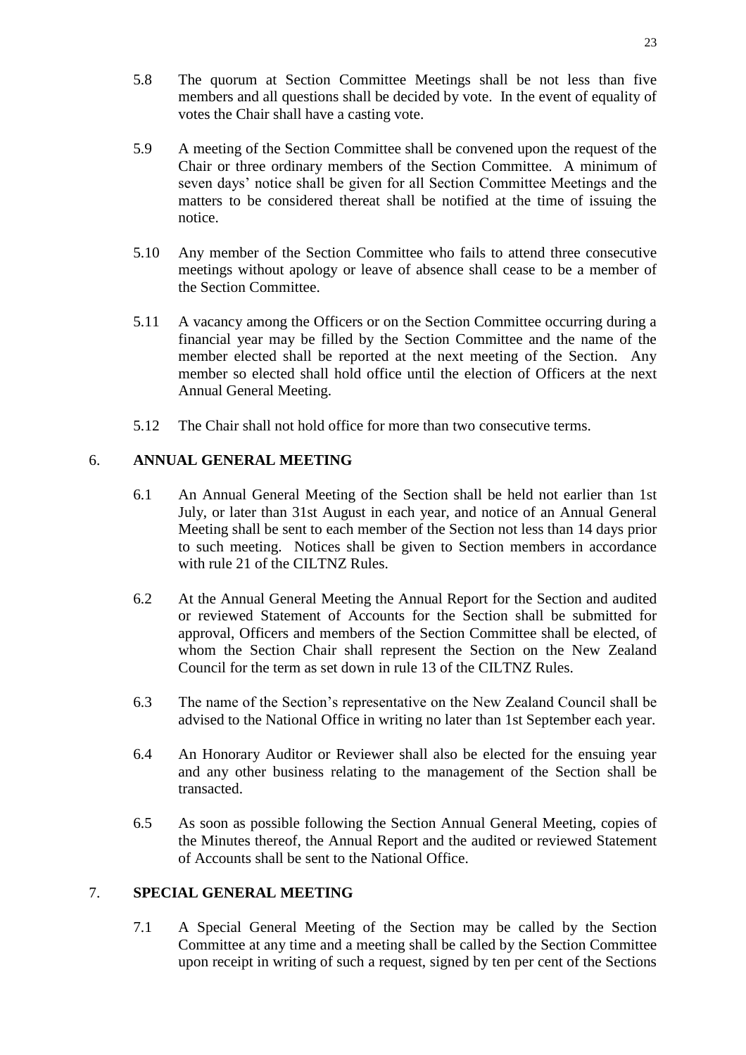5.8 The quorum at Section Committee Meetings shall be not less than five members and all questions shall be decided by vote. In the event of equality of votes the Chair shall have a casting vote.

5.9 A meeting of the Section Committee shall be convened upon the request of the Chair or three ordinary members of the Section Committee. A minimum of seven days' notice shall be given for all Section Committee Meetings and the matters to be considered thereat shall be notified at the time of issuing the notice.

5.10 Any member of the Section Committee who fails to attend three consecutive meetings without apology or leave of absence shall cease to be a member of the Section Committee.

5.11 A vacancy among the Officers or on the Section Committee occurring during a financial year may be filled by the Section Committee and the name of the member elected shall be reported at the next meeting of the Section. Any member so elected shall hold office until the election of Officers at the next Annual General Meeting.

5.12 The Chair shall not hold office for more than two consecutive terms.

## 6. ANNUAL GENERAL MEETING

6.1 An Annual General Meeting of the Section shall be held not earlier than 1st July, or later than 31st August in each year, and notice of an Annual General Meeting shall be sent to each member of the Section not less than 14 days prior to such meeting. Notices shall be given to Section members in accordance with rule 21 of the CILTNZ Rules.

6.2 At the Annual General Meeting the Annual Report for the Section and audited or reviewed Statement of Accounts for the Section shall be submitted for approval, Officers and members of the Section Committee shall be elected, of whom the Section Chair shall represent the Section on the New Zealand Council for the term as set down in rule 13 of the CILTNZ Rules.

6.3 The name of the Section's representative on the New Zealand Council shall be advised to the National Office in writing no later than 1st September each year.

6.4 An Honorary Auditor or Reviewer shall also be elected for the ensuing year and any other business relating to the management of the Section shall be transacted.

6.5 As soon as possible following the Section Annual General Meeting, copies of the Minutes thereof, the Annual Report and the audited or reviewed Statement of Accounts shall be sent to the National Office.

## 7. SPECIAL GENERAL MEETING

7.1 A Special General Meeting of the Section may be called by the Section Committee at any time and a meeting shall be called by the Section Committee upon receipt in writing of such a request, signed by ten per cent of the Sections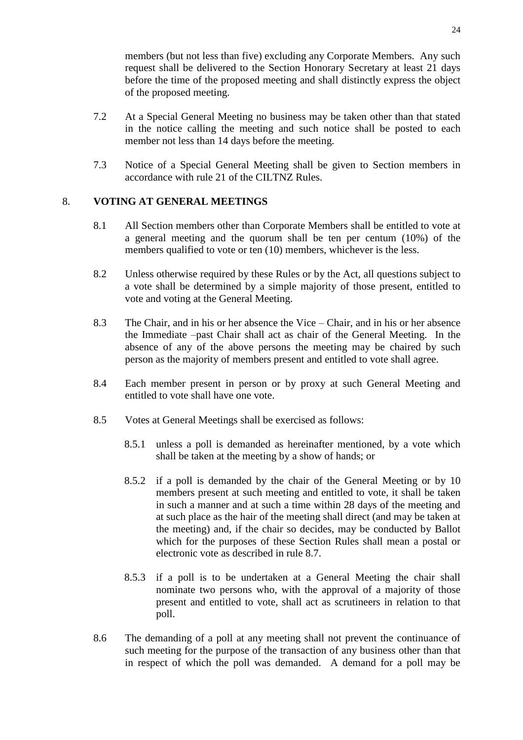members (but not less than five) excluding any Corporate Members. Any such request shall be delivered to the Section Honorary Secretary at least 21 days before the time of the proposed meeting and shall distinctly express the object of the proposed meeting.

7.2 At a Special General Meeting no business may be taken other than that stated in the notice calling the meeting and such notice shall be posted to each member not less than 14 days before the meeting.

7.3 Notice of a Special General Meeting shall be given to Section members in accordance with rule 21 of the CILTNZ Rules.

## 8. VOTING AT GENERAL MEETINGS

8.1 All Section members other than Corporate Members shall be entitled to vote at a general meeting and the quorum shall be ten per centum (10%) of the members qualified to vote or ten (10) members, whichever is the less.

8.2 Unless otherwise required by these Rules or by the Act, all questions subject to a vote shall be determined by a simple majority of those present, entitled to vote and voting at the General Meeting.

8.3 The Chair, and in his or her absence the Vice – Chair, and in his or her absence the Immediate –past Chair shall act as chair of the General Meeting. In the absence of any of the above persons the meeting may be chaired by such person as the majority of members present and entitled to vote shall agree.

8.4 Each member present in person or by proxy at such General Meeting and entitled to vote shall have one vote.

8.5 Votes at General Meetings shall be exercised as follows:

8.5.1 unless a poll is demanded as hereinafter mentioned, by a vote which shall be taken at the meeting by a show of hands; or

8.5.2 if a poll is demanded by the chair of the General Meeting or by 10 members present at such meeting and entitled to vote, it shall be taken in such a manner and at such a time within 28 days of the meeting and at such place as the hair of the meeting shall direct (and may be taken at the meeting) and, if the chair so decides, may be conducted by Ballot which for the purposes of these Section Rules shall mean a postal or electronic vote as described in rule 8.7.

8.5.3 if a poll is to be undertaken at a General Meeting the chair shall nominate two persons who, with the approval of a majority of those present and entitled to vote, shall act as scrutineers in relation to that poll.

8.6 The demanding of a poll at any meeting shall not prevent the continuance of such meeting for the purpose of the transaction of any business other than that in respect of which the poll was demanded. A demand for a poll may be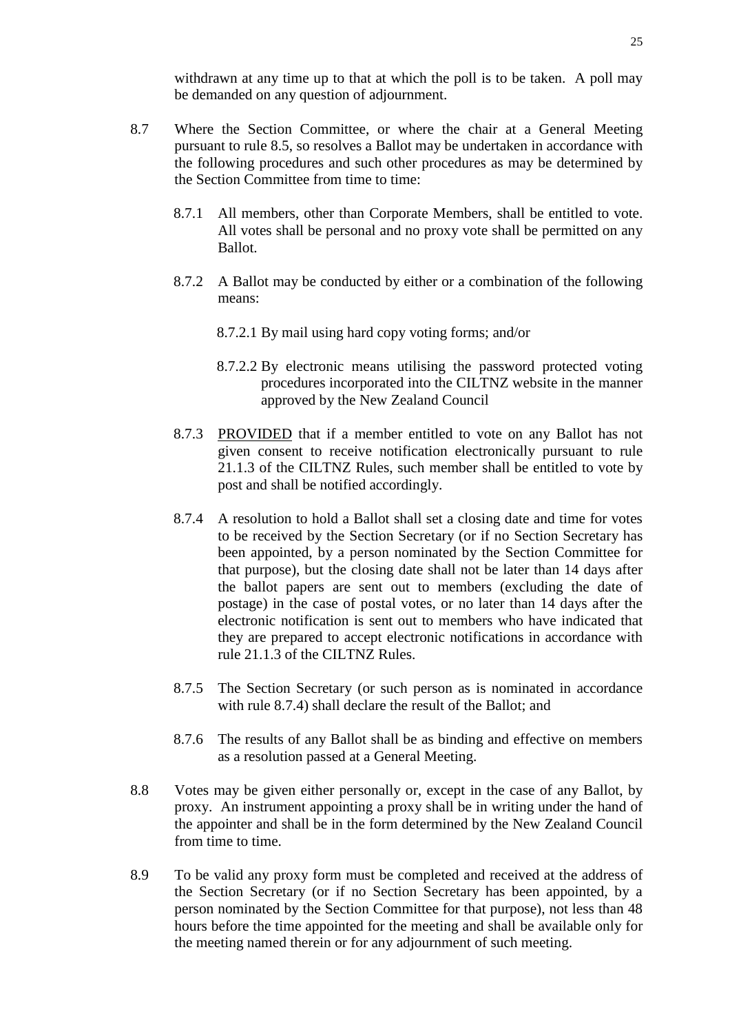withdrawn at any time up to that at which the poll is to be taken. A poll may be demanded on any question of adjournment.

8.7 Where the Section Committee, or where the chair at a General Meeting pursuant to rule 8.5, so resolves a Ballot may be undertaken in accordance with the following procedures and such other procedures as may be determined by the Section Committee from time to time:

8.7.1 All members, other than Corporate Members, shall be entitled to vote. All votes shall be personal and no proxy vote shall be permitted on any Ballot.

8.7.2 A Ballot may be conducted by either or a combination of the following means:

8.7.2.1 By mail using hard copy voting forms; and/or

8.7.2.2 By electronic means utilising the password protected voting procedures incorporated into the CILTNZ website in the manner approved by the New Zealand Council

8.7.3 PROVIDED that if a member entitled to vote on any Ballot has not given consent to receive notification electronically pursuant to rule 21.1.3 of the CILTNZ Rules, such member shall be entitled to vote by post and shall be notified accordingly.

8.7.4 A resolution to hold a Ballot shall set a closing date and time for votes to be received by the Section Secretary (or if no Section Secretary has been appointed, by a person nominated by the Section Committee for that purpose), but the closing date shall not be later than 14 days after the ballot papers are sent out to members (excluding the date of postage) in the case of postal votes, or no later than 14 days after the electronic notification is sent out to members who have indicated that they are prepared to accept electronic notifications in accordance with rule 21.1.3 of the CILTNZ Rules.

8.7.5 The Section Secretary (or such person as is nominated in accordance with rule 8.7.4) shall declare the result of the Ballot; and

8.7.6 The results of any Ballot shall be as binding and effective on members as a resolution passed at a General Meeting.

8.8 Votes may be given either personally or, except in the case of any Ballot, by proxy. An instrument appointing a proxy shall be in writing under the hand of the appointer and shall be in the form determined by the New Zealand Council from time to time.

8.9 To be valid any proxy form must be completed and received at the address of the Section Secretary (or if no Section Secretary has been appointed, by a person nominated by the Section Committee for that purpose), not less than 48 hours before the time appointed for the meeting and shall be available only for the meeting named therein or for any adjournment of such meeting.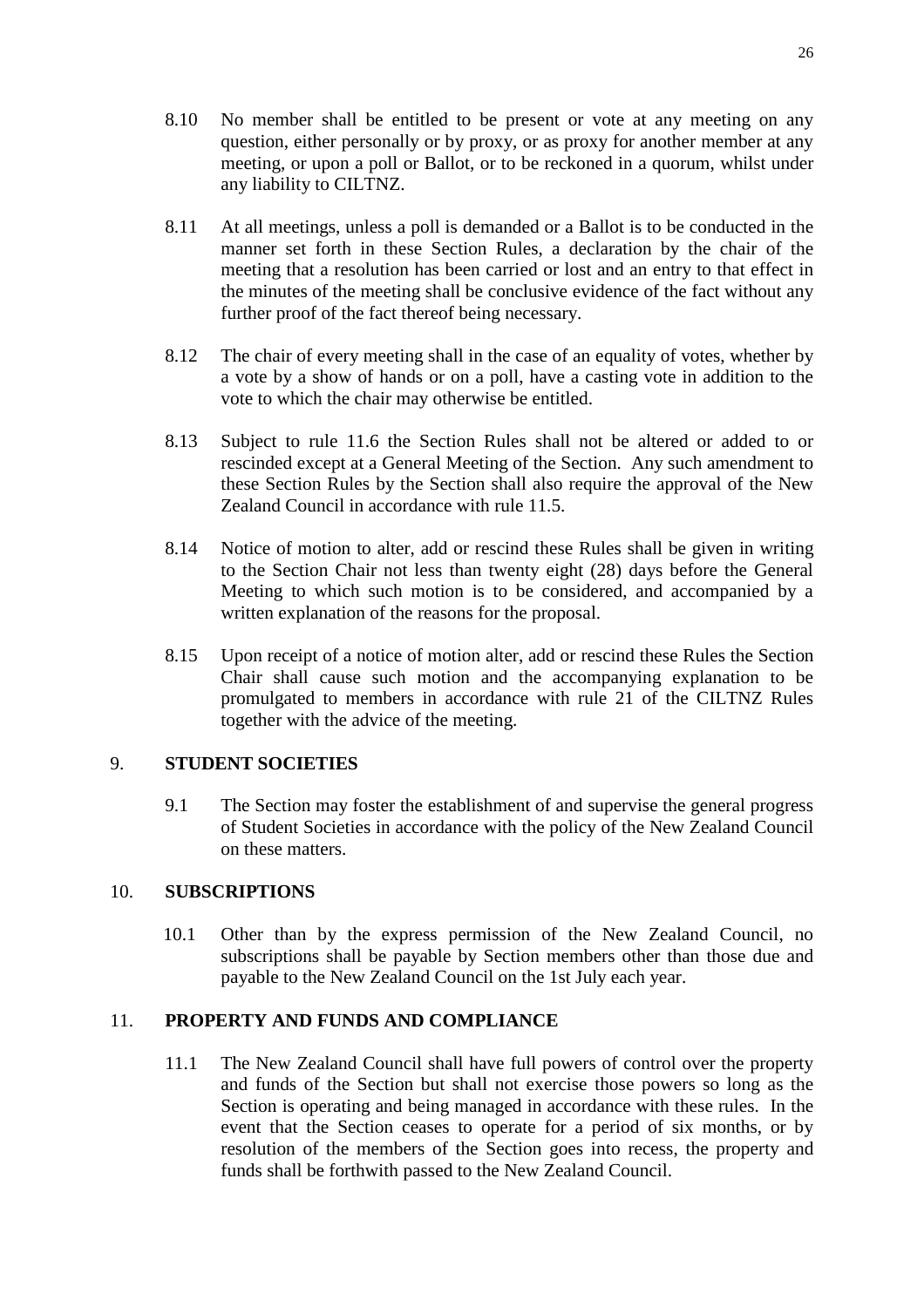8.10 No member shall be entitled to be present or vote at any meeting on any question, either personally or by proxy, or as proxy for another member at any meeting, or upon a poll or Ballot, or to be reckoned in a quorum, whilst under any liability to CILTNZ.

8.11 At all meetings, unless a poll is demanded or a Ballot is to be conducted in the manner set forth in these Section Rules, a declaration by the chair of the meeting that a resolution has been carried or lost and an entry to that effect in the minutes of the meeting shall be conclusive evidence of the fact without any further proof of the fact thereof being necessary.

8.12 The chair of every meeting shall in the case of an equality of votes, whether by a vote by a show of hands or on a poll, have a casting vote in addition to the vote to which the chair may otherwise be entitled.

8.13 Subject to rule 11.6 the Section Rules shall not be altered or added to or rescinded except at a General Meeting of the Section. Any such amendment to these Section Rules by the Section shall also require the approval of the New Zealand Council in accordance with rule 11.5.

8.14 Notice of motion to alter, add or rescind these Rules shall be given in writing to the Section Chair not less than twenty eight (28) days before the General Meeting to which such motion is to be considered, and accompanied by a written explanation of the reasons for the proposal.

8.15 Upon receipt of a notice of motion alter, add or rescind these Rules the Section Chair shall cause such motion and the accompanying explanation to be promulgated to members in accordance with rule 21 of the CILTNZ Rules together with the advice of the meeting.

## 9. STUDENT SOCIETIES

9.1 The Section may foster the establishment of and supervise the general progress of Student Societies in accordance with the policy of the New Zealand Council on these matters.

## 10. SUBSCRIPTIONS

10.1 Other than by the express permission of the New Zealand Council, no subscriptions shall be payable by Section members other than those due and payable to the New Zealand Council on the 1st July each year.

## 11. PROPERTY AND FUNDS AND COMPLIANCE

11.1 The New Zealand Council shall have full powers of control over the property and funds of the Section but shall not exercise those powers so long as the Section is operating and being managed in accordance with these rules. In the event that the Section ceases to operate for a period of six months, or by resolution of the members of the Section goes into recess, the property and funds shall be forthwith passed to the New Zealand Council.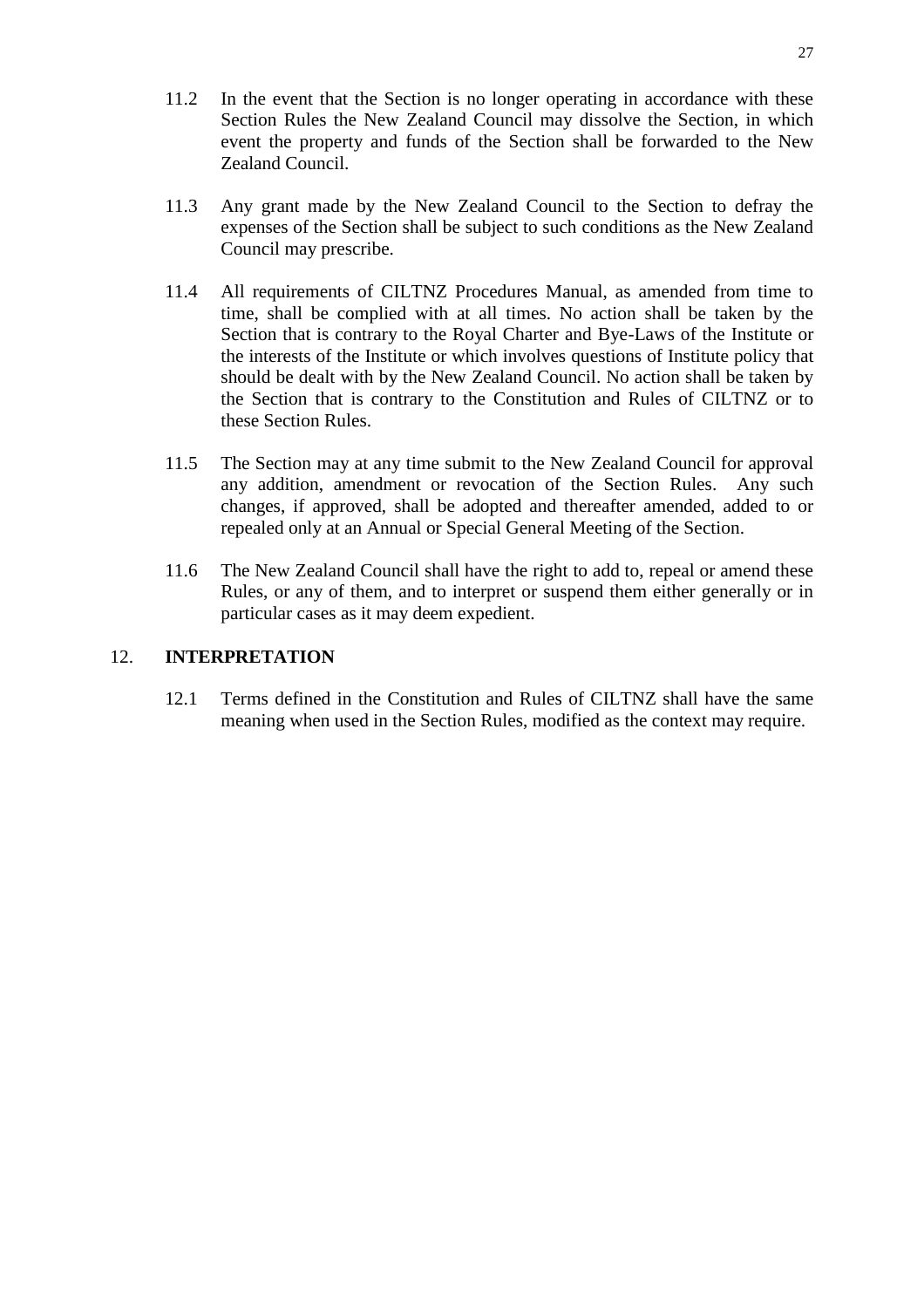11.2 In the event that the Section is no longer operating in accordance with these Section Rules the New Zealand Council may dissolve the Section, in which event the property and funds of the Section shall be forwarded to the New Zealand Council.

11.3 Any grant made by the New Zealand Council to the Section to defray the expenses of the Section shall be subject to such conditions as the New Zealand Council may prescribe.

11.4 All requirements of CILTNZ Procedures Manual, as amended from time to time, shall be complied with at all times. No action shall be taken by the Section that is contrary to the Royal Charter and Bye-Laws of the Institute or the interests of the Institute or which involves questions of Institute policy that should be dealt with by the New Zealand Council. No action shall be taken by the Section that is contrary to the Constitution and Rules of CILTNZ or to these Section Rules.

11.5 The Section may at any time submit to the New Zealand Council for approval any addition, amendment or revocation of the Section Rules. Any such changes, if approved, shall be adopted and thereafter amended, added to or repealed only at an Annual or Special General Meeting of the Section.

11.6 The New Zealand Council shall have the right to add to, repeal or amend these Rules, or any of them, and to interpret or suspend them either generally or in particular cases as it may deem expedient.

## 12. INTERPRETATION

12.1 Terms defined in the Constitution and Rules of CILTNZ shall have the same meaning when used in the Section Rules, modified as the context may require.